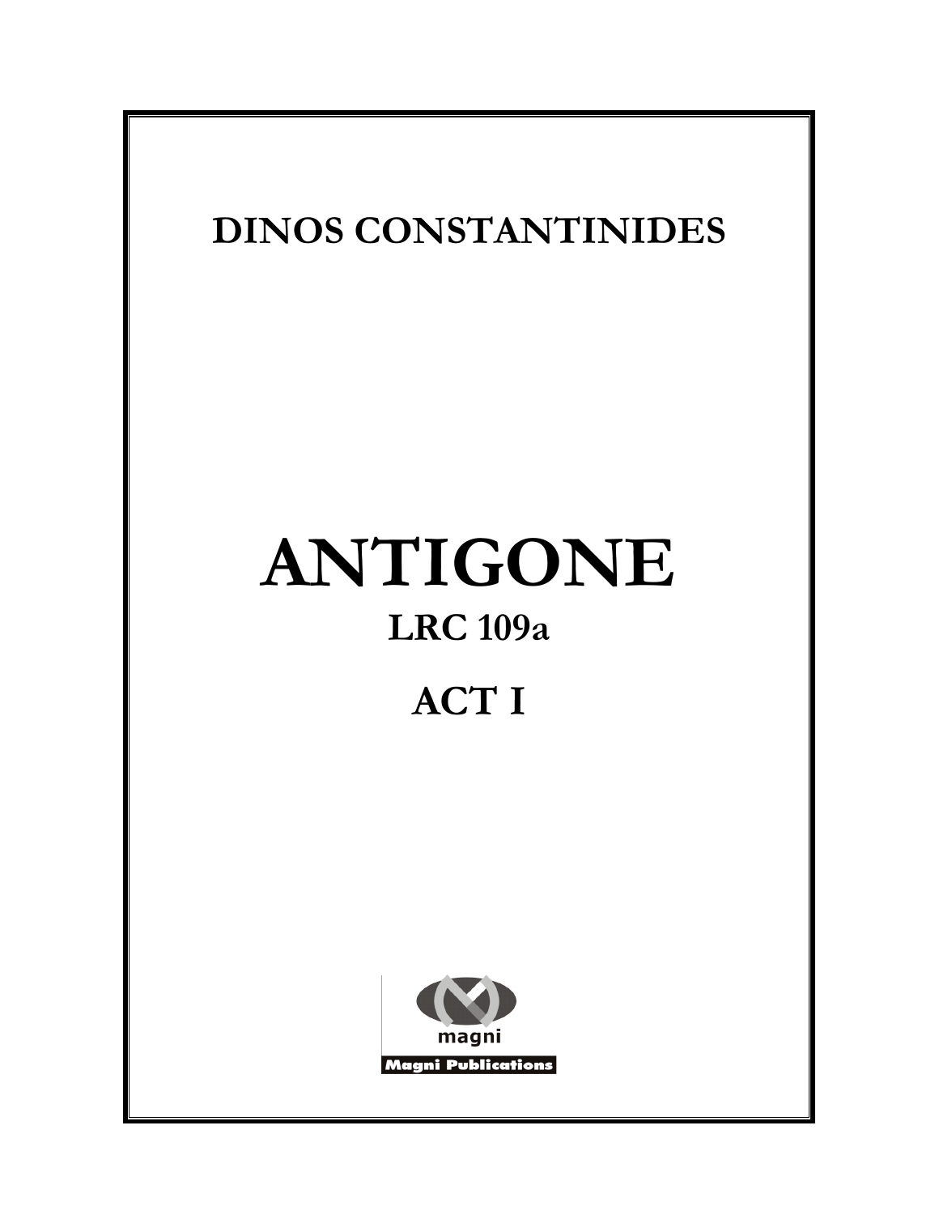# DINOS CONSTANTINIDES

# ANTIGONE

## LRC 109a

## ACT I

magni

Magni Publications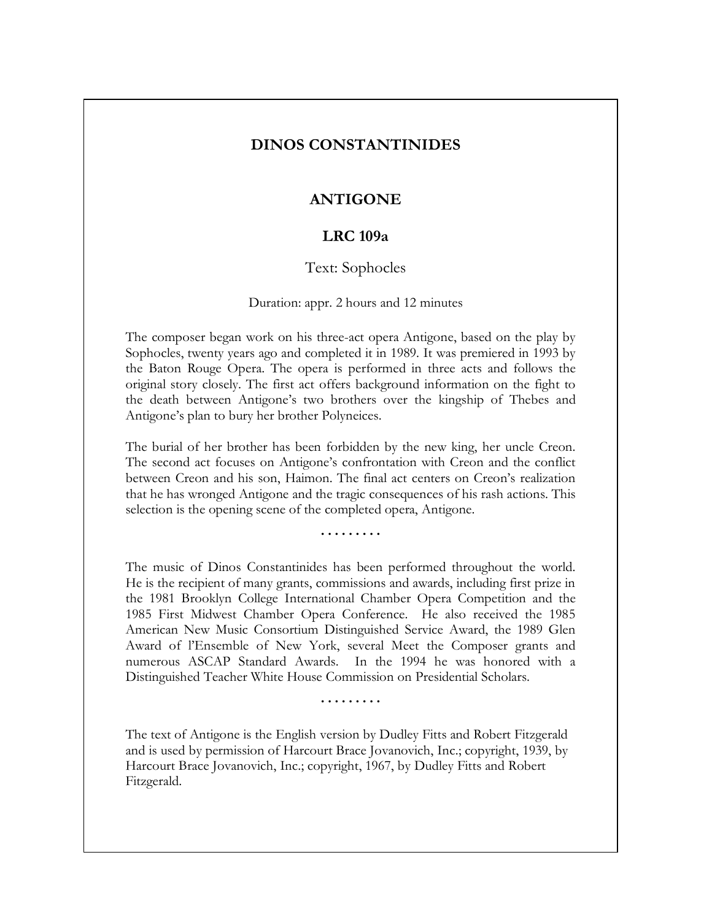# DINOS CONSTANTINIDES

## ANTIGONE

### LRC 109a

Text: Sophocles

Duration: appr. 2 hours and 12 minutes

The composer began work on his three-act opera Antigone, based on the play by Sophocles, twenty years ago and completed it in 1989. It was premiered in 1993 by the Baton Rouge Opera. The opera is performed in three acts and follows the original story closely. The first act offers background information on the fight to the death between Antigone's two brothers over the kingship of Thebes and Antigone's plan to bury her brother Polyneices.

The burial of her brother has been forbidden by the new king, her uncle Creon. The second act focuses on Antigone's confrontation with Creon and the conflict between Creon and his son, Haimon. The final act centers on Creon's realization that he has wronged Antigone and the tragic consequences of his rash actions. This selection is the opening scene of the completed opera, Antigone.

. . . . . . . . .

The music of Dinos Constantinides has been performed throughout the world. He is the recipient of many grants, commissions and awards, including first prize in the 1981 Brooklyn College International Chamber Opera Competition and the 1985 First Midwest Chamber Opera Conference. He also received the 1985 American New Music Consortium Distinguished Service Award, the 1989 Glen Award of l'Ensemble of New York, several Meet the Composer grants and numerous ASCAP Standard Awards. In the 1994 he was honored with a Distinguished Teacher White House Commission on Presidential Scholars.

. . . . . . . . .

The text of Antigone is the English version by Dudley Fitts and Robert Fitzgerald and is used by permission of Harcourt Brace Jovanovich, Inc.; copyright, 1939, by Harcourt Brace Jovanovich, Inc.; copyright, 1967, by Dudley Fitts and Robert Fitzgerald.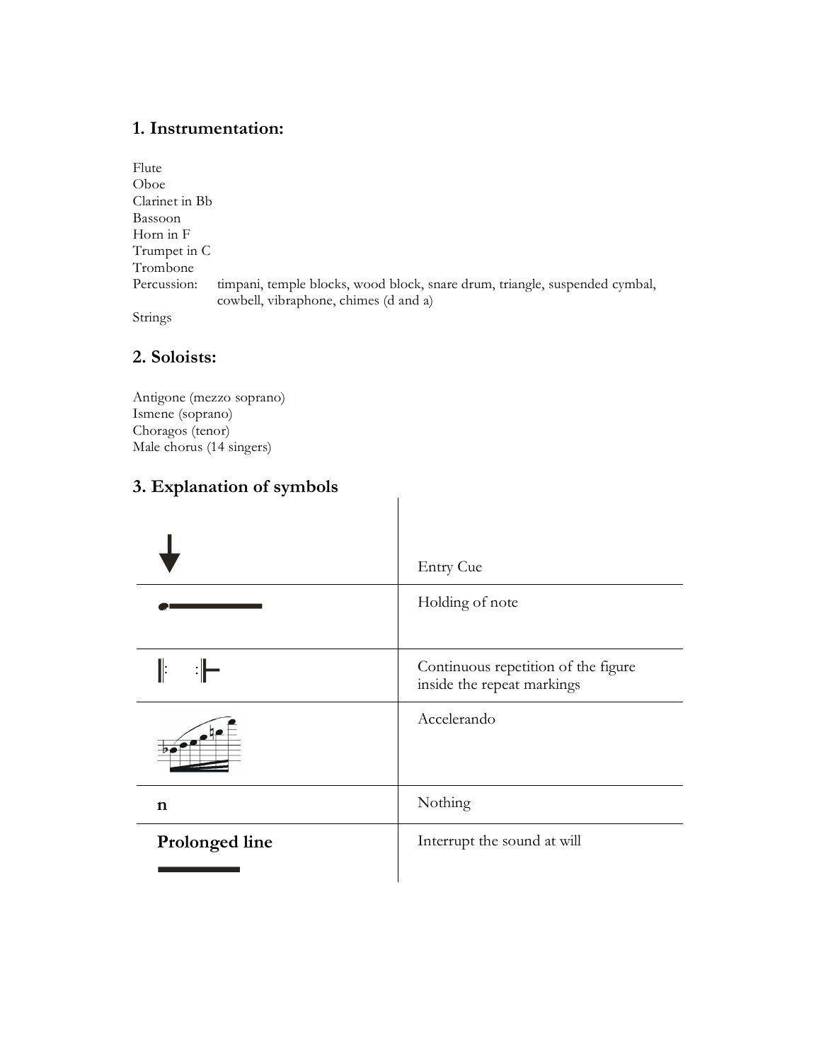## 1. Instrumentation:

Flute
Oboe
Clarinet in Bb
Bassoon
Horn in F
Trumpet in C
Trombone
Percussion: timpani, temple blocks, wood block, snare drum, triangle, suspended cymbal, cowbell, vibraphone, chimes (d and a)
Strings

## 2. Soloists:

Antigone (mezzo soprano)
Ismene (soprano)
Choragos (tenor)
Male chorus (14 singers)

## 3. Explanation of symbols

| | |
|---|---|
| | Entry Cue |
| | Holding of note |
| | Continuous repetition of the figure inside the repeat markings |
| | Accelerando |
| **n** | Nothing |
| **Prolonged line** | Interrupt the sound at will |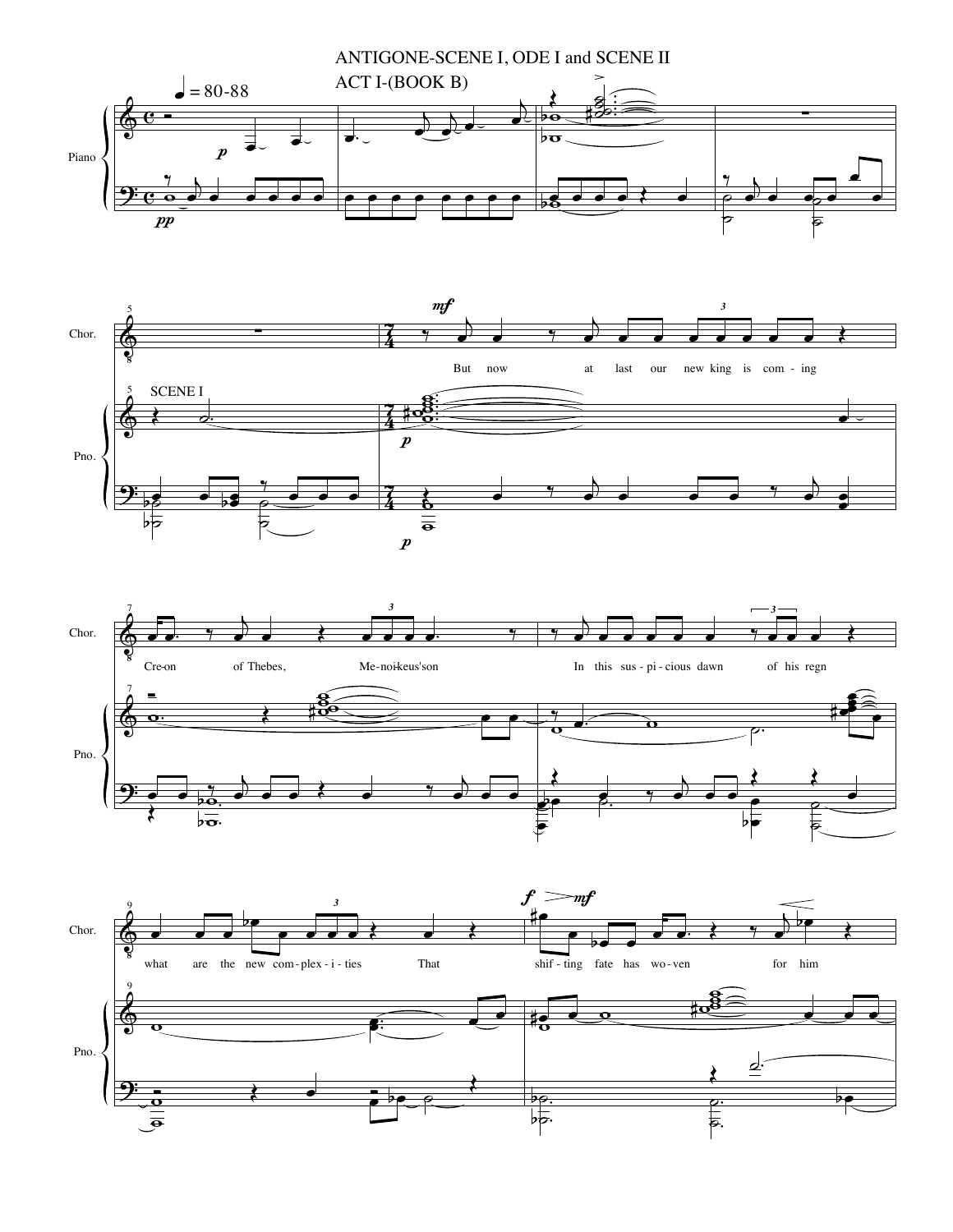ANTIGONE-SCENE I, ODE I and SCENE II

ACT I-(BOOK B)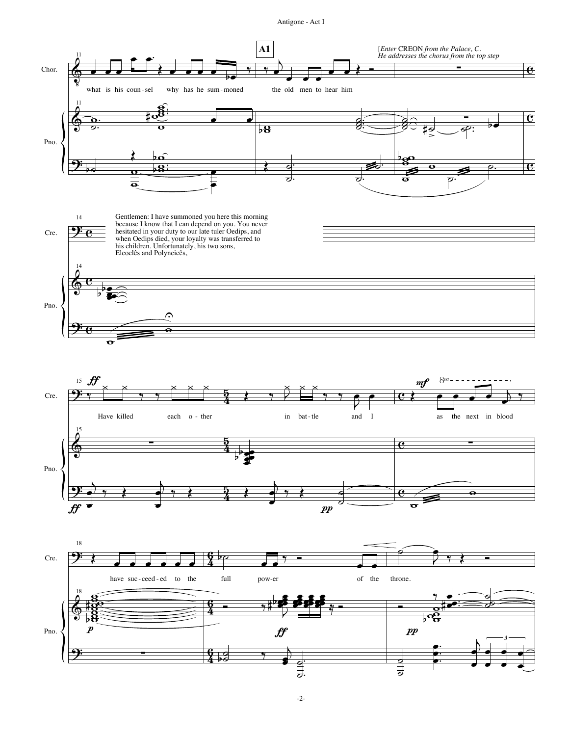**A1**

[*Enter* CREON *from the Palace, C. He addresses the chorus from the top step*

Chor.: what is his coun-sel why has he sum-moned the old men to hear him

Cre.: Gentlemen: I have summoned you here this morning because I know that I can depend on you. You never hesitated in your duty to our late tuler Oedips, and when Oedips died, your loyalty was transferred to his children. Unfortunately, his two sons, Eleoclês and Polyneicês,

Cre.: Have killed each o-ther in bat-tle and I as the next in blood have suc-ceed-ed to the full pow-er of the throne.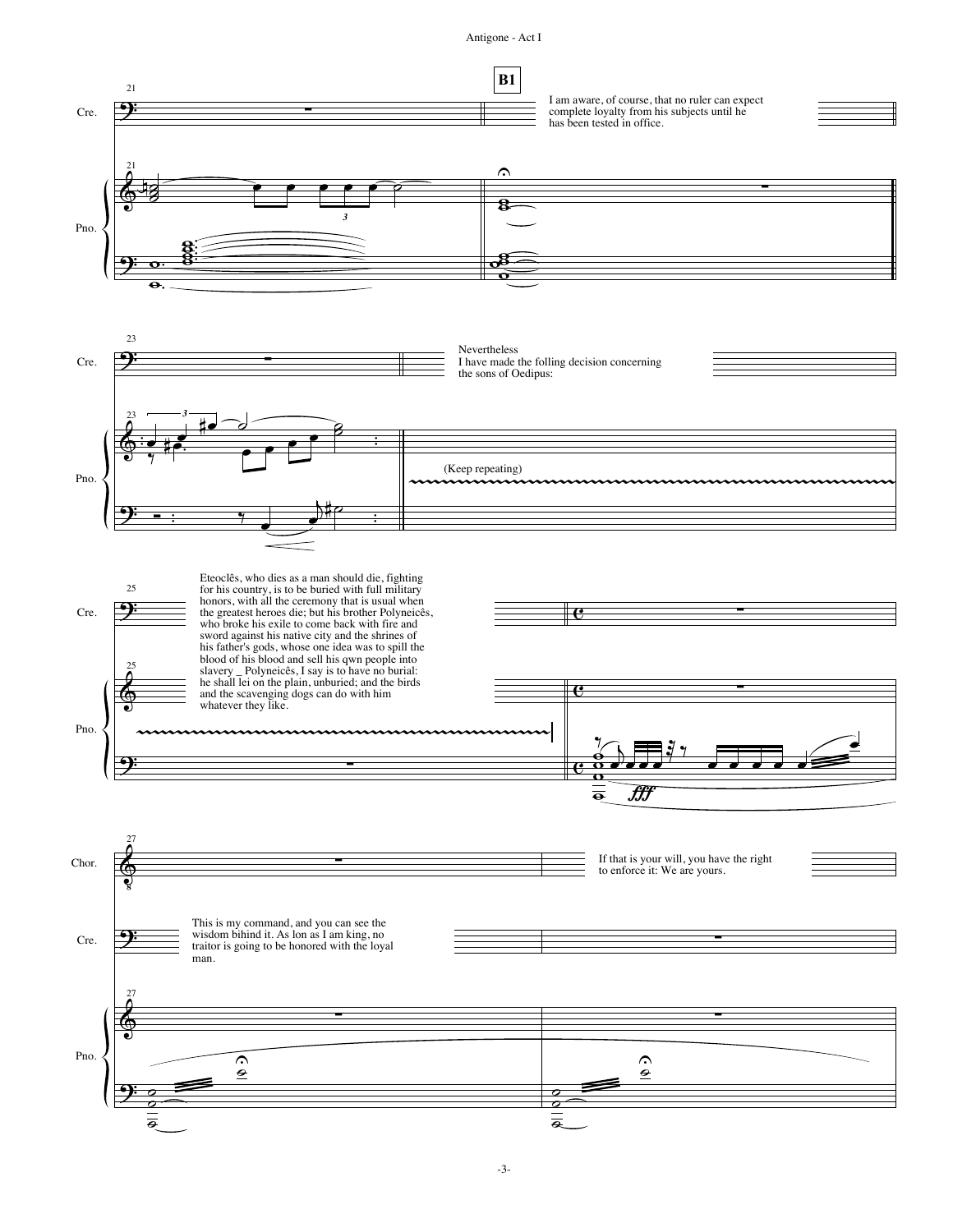**B1**

Cre.: I am aware, of course, that no ruler can expect complete loyalty from his subjects until he has been tested in office.

Cre.: Nevertheless I have made the folling decision concerning the sons of Oedipus:

(Keep repeating)

Cre.: Eteoclês, who dies as a man should die, fighting for his country, is to be buried with full military honors, with all the ceremony that is usual when the greatest heroes die; but his brother Polyneicês, who broke his exile to come back with fire and sword against his native city and the shrines of his father's gods, whose one idea was to spill the blood of his blood and sell his qwn people into slavery _ Polyneicês, I say is to have no burial: he shall lei on the plain, unburied; and the birds and the scavenging dogs can do with him whatever they like.

Cre.: This is my command, and you can see the wisdom bihind it. As lon as I am king, no traitor is going to be honored with the loyal man.

Chor.: If that is your will, you have the right to enforce it: We are yours.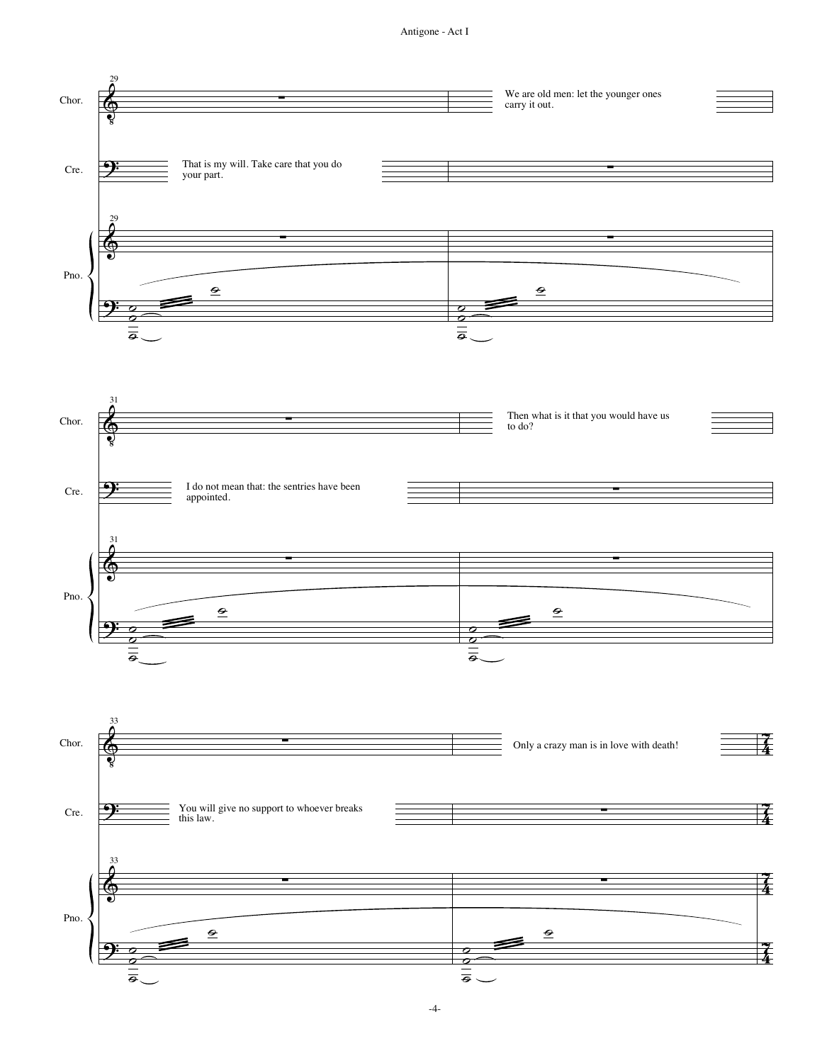Chor.: We are old men: let the younger ones carry it out.

Cre.: That is my will. Take care that you do your part.

Chor.: Then what is it that you would have us to do?

Cre.: I do not mean that: the sentries have been appointed.

Chor.: Only a crazy man is in love with death!

Cre.: You will give no support to whoever breaks this law.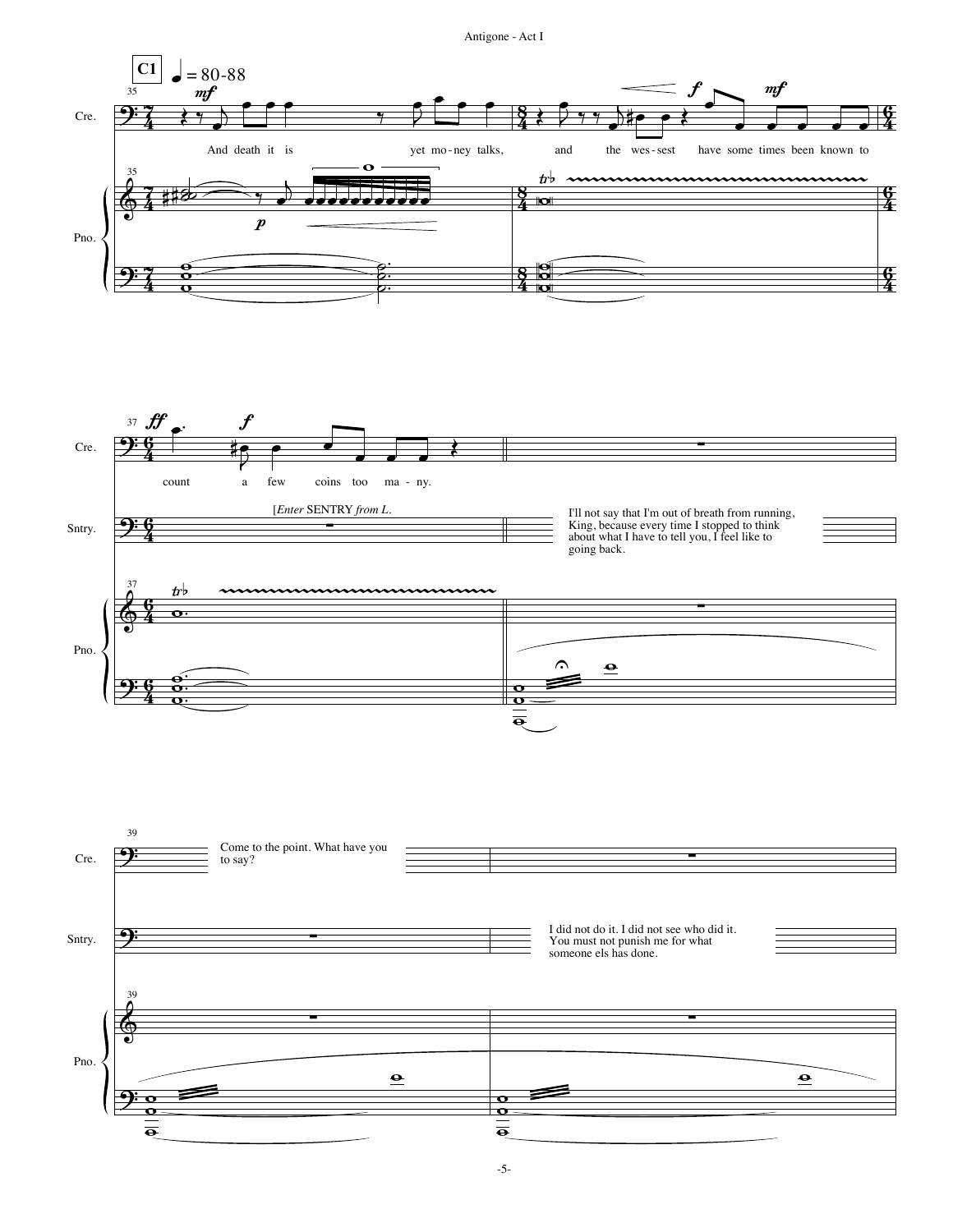**C1** ♩ = 80-88

Cre.: And death it is yet mo-ney talks, and the wes-sest have some times been known to count a few coins too ma-ny.

[*Enter* SENTRY *from L.*

Sntry.: I'll not say that I'm out of breath from running, King, because every time I stopped to think about what I have to tell you, I feel like to going back.

Cre.: Come to the point. What have you to say?

Sntry.: I did not do it. I did not see who did it. You must not punish me for what someone els has done.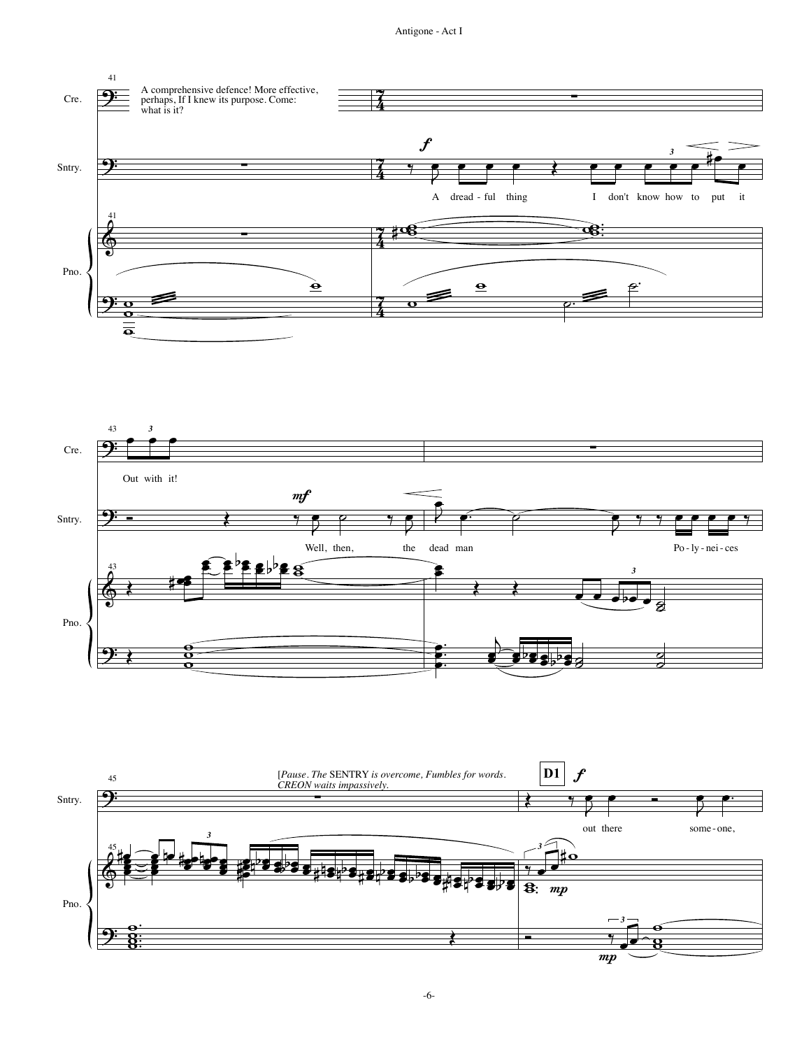A comprehensive defence! More effective, perhaps, If I knew its purpose. Come: what is it?

A dread - ful thing I don't know how to put it

Out with it!

Well, then, the dead man Po - ly - nei - ces

[*Pause. The* SENTRY *is overcome, Fumbles for words. CREON waits impassively.*

**D1**

out there some - one,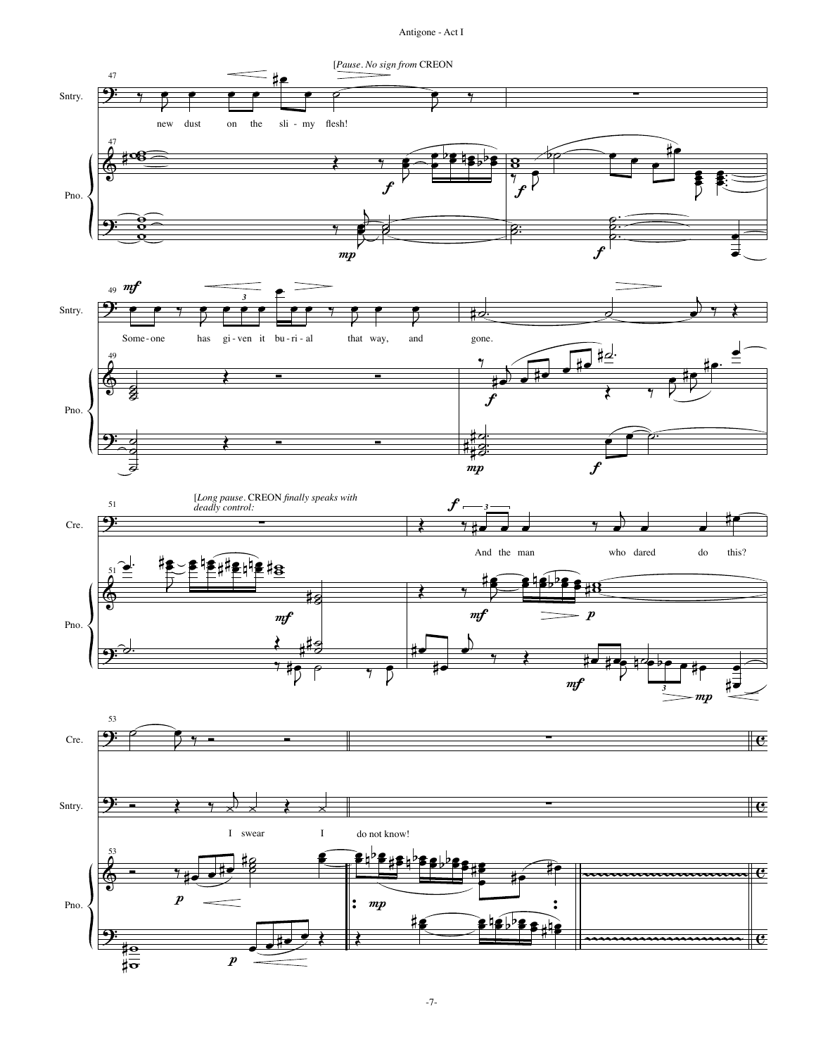[*Pause. No sign from* CREON

new dust on the sli - my flesh!

Some - one has gi - ven it bu - ri - al that way, and gone.

[*Long pause.* CREON *finally speaks with deadly control:*

And the man who dared do this?

I swear I do not know!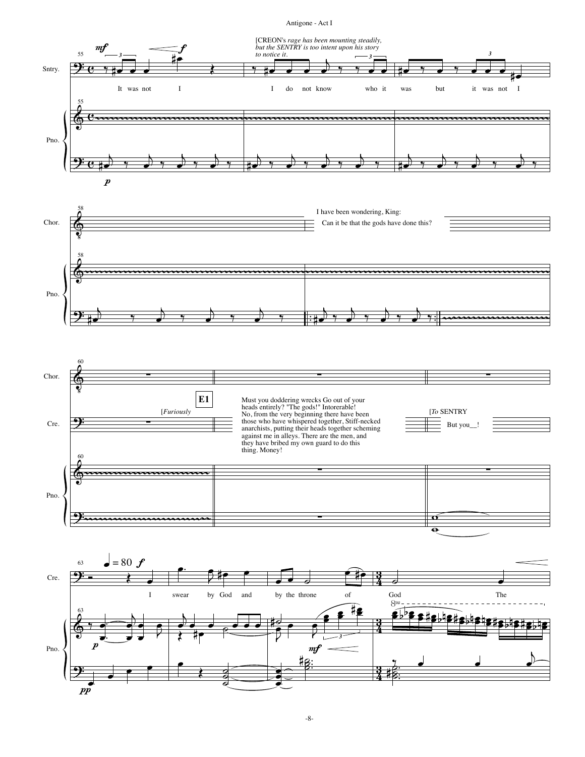[CREON's *rage has been mounting steadily, but the SENTRY is too intent upon his story to notice it.*

Sntry.: It was not I / I do not know who it was but it was not I

Chor.: I have been wondering, King: Can it be that the gods have done this?

**E1**

Cre.: [*Furiously*

Must you doddering wrecks Go out of your heads entirely? "The gods!" Intorerable! No, from the very beginning there have been those who have whispered together, Stiff-necked anarchists, putting their heads together scheming against me in alleys. There are the men, and they have bribed my own guard to do this thing. Money!

[*To* SENTRY

But you__!

♩ = 80

Cre.: I swear by God and by the throne of God The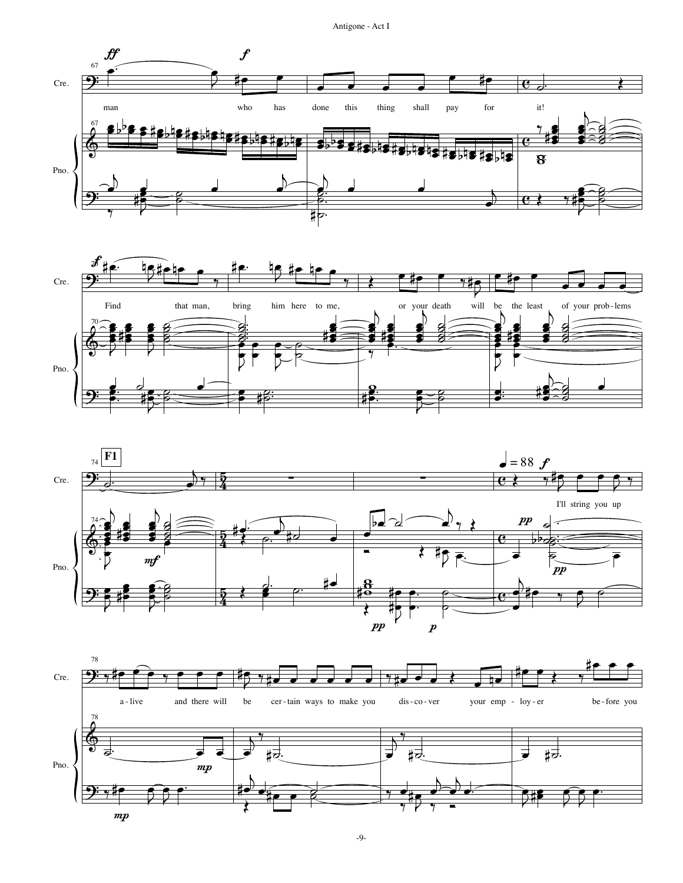**F1**

♩ = 88

Cre.

Pno.

man who has done this thing shall pay for it!

Find that man, bring him here to me, or your death will be the least of your prob-lems

I'll string you up a-live and there will be cer-tain ways to make you dis-co-ver your emp-loy-er be-fore you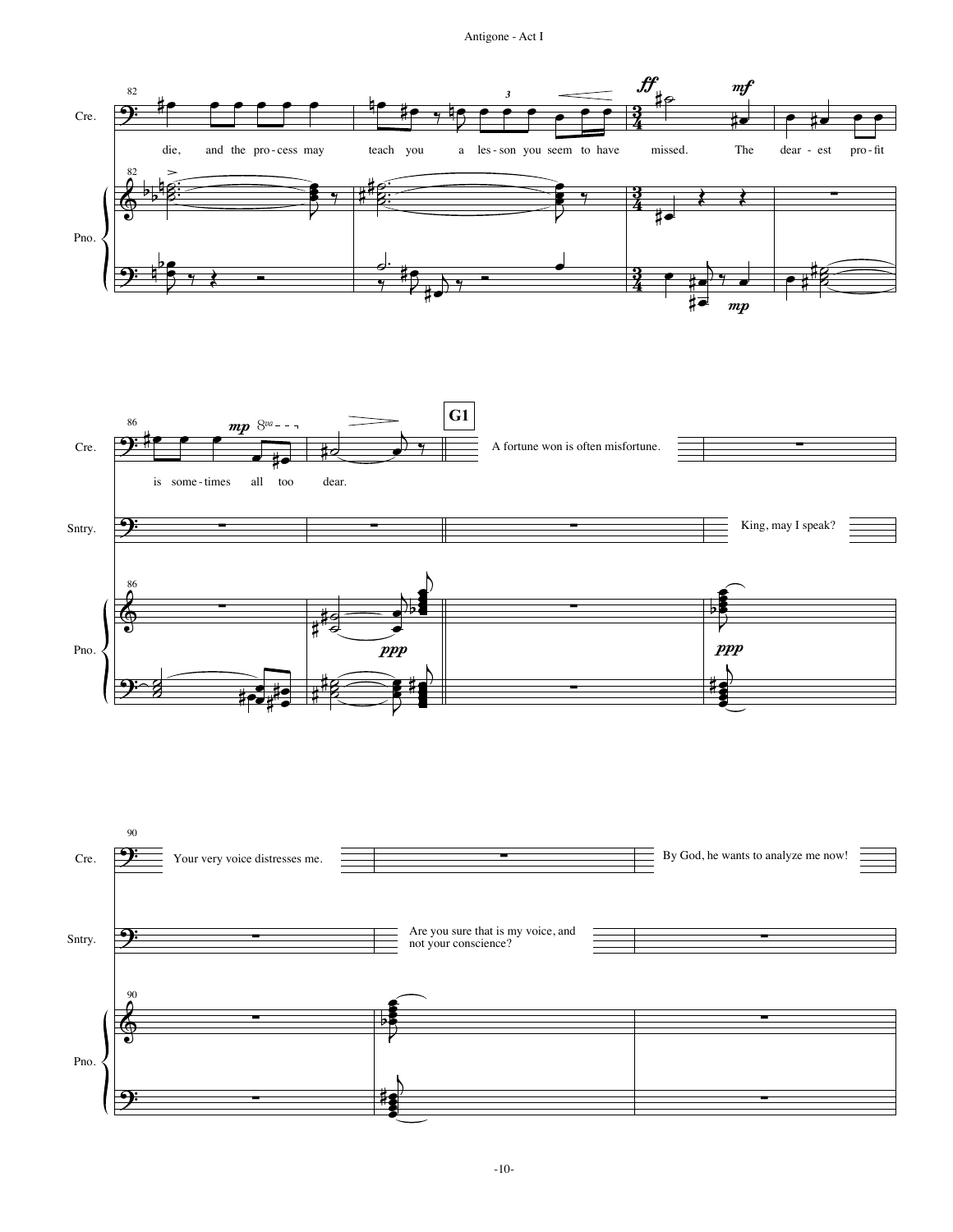**Cre.:** die, and the pro-cess may teach you a les-son you seem to have missed. The dear-est pro-fit is some-times all too dear.

**G1**

**Cre.:** A fortune won is often misfortune.

**Sntry.:** King, may I speak?

**Cre.:** Your very voice distresses me.

**Sntry.:** Are you sure that is my voice, and not your conscience?

**Cre.:** By God, he wants to analyze me now!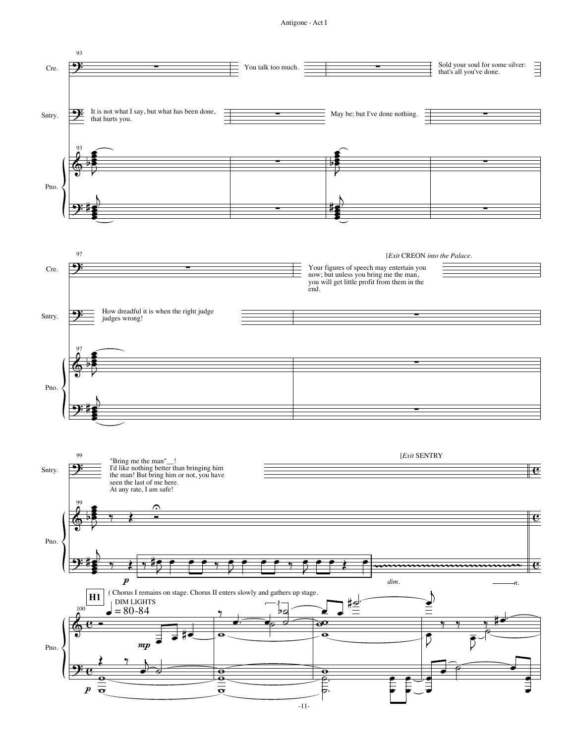93

**Cre.**

**Sntry.** It is not what I say, but what has been done, that hurts you.

**Cre.** You talk too much.

**Sntry.** May be; but I've done nothing.

**Cre.** Sold your soul for some silver: that's all you've done.

**Pno.**

97

**Sntry.** How dreadful it is when the right judge judges wrong!

**Cre.** Your figures of speech may entertain you now; but unless you bring me the man, you will get little profit from them in the end.

[*Exit* CREON *into the Palace*.

99

**Sntry.** "Bring me the man"__! I'd like nothing better than bringing him the man! But bring him or not, you have seen the last of me here. At any rate, I am safe!

[*Exit* SENTRY

*p* *dim.* *n.*

**H1** ( Chorus I remains on stage. Chorus II enters slowly and gathers up stage.

DIM LIGHTS

♩ = 80-84

100

*mp*

*p*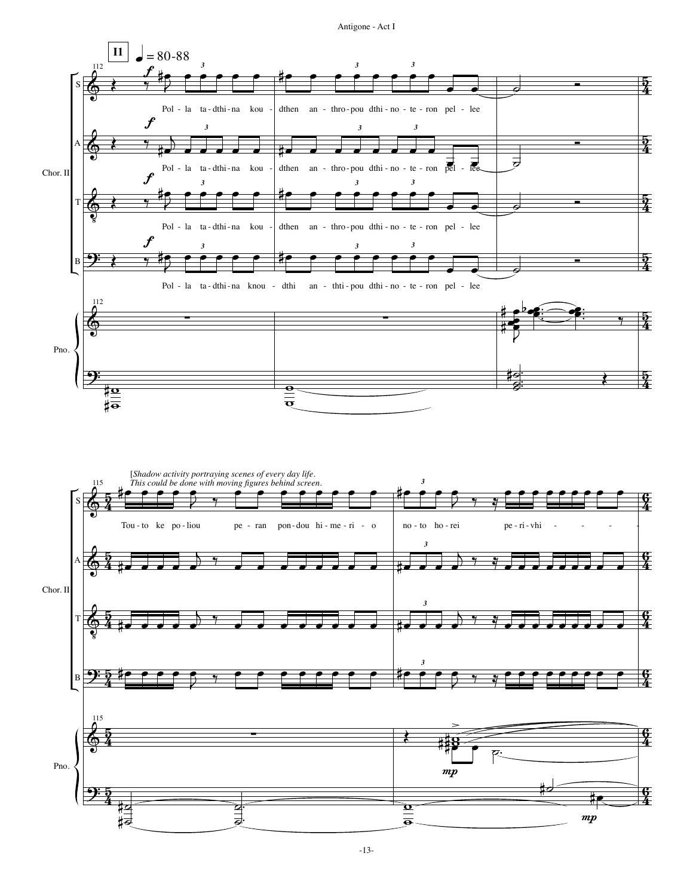I1 ♩ = 80-88

Chor. II

Pol - la ta - dthi - na kou - dthen an - thro - pou dthi - no - te - ron pel - lee

Pol - la ta - dthi - na knou - dthi an - thti - pou dthi - no - te - ron pel - lee

Pno.

[*Shadow activity portraying scenes of every day life. This could be done with moving figures behind screen.*

Tou - to ke po - liou pe - ran pon - dou hi - me - ri - o no - to ho - rei pe - ri - vhi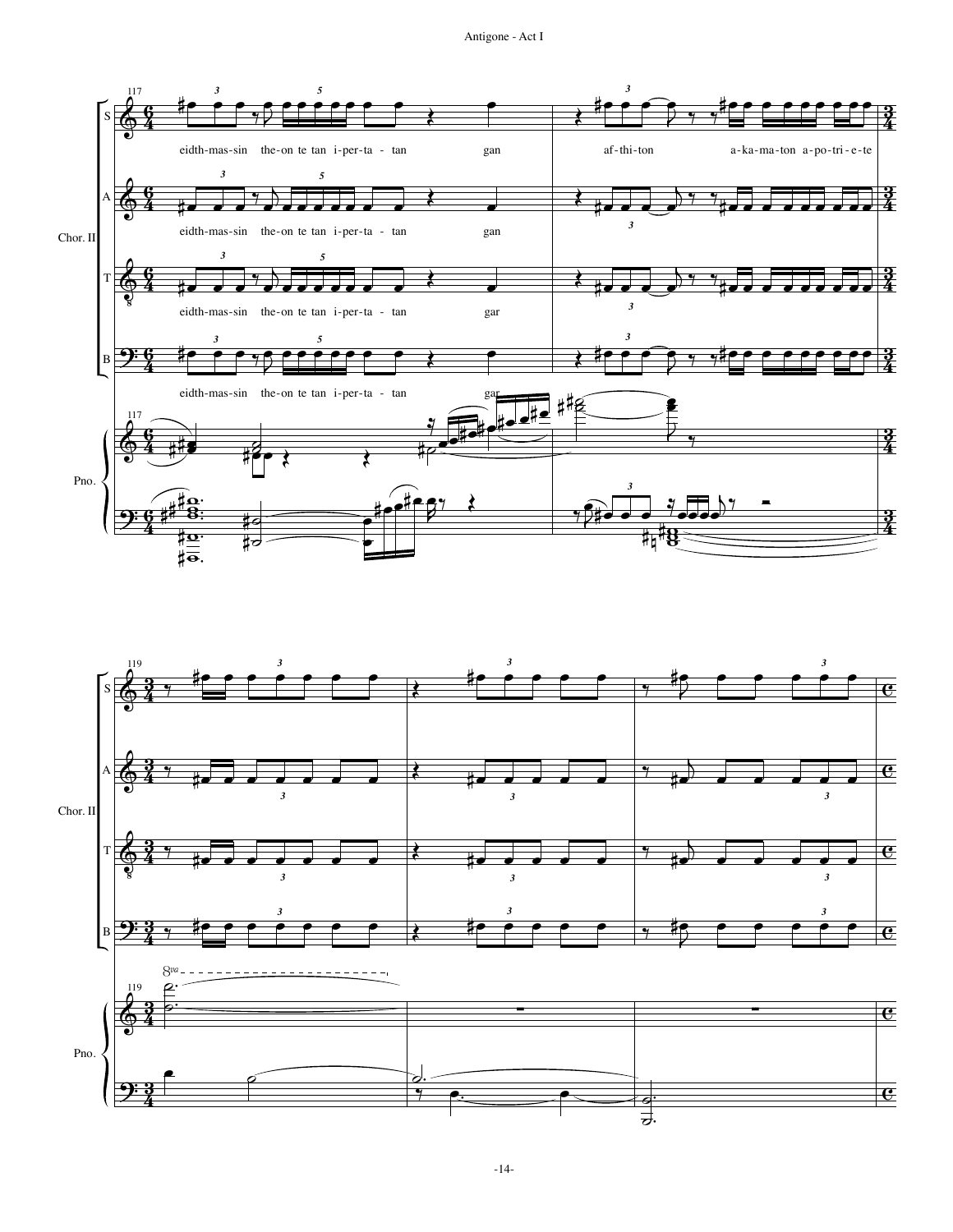eidth-mas-sin the-on te tan i-per-ta - tan gan af-thi-ton a-ka-ma-ton a-po-tri-e-te

eidth-mas-sin the-on te tan i-per-ta - tan gan

eidth-mas-sin the-on te tan i-per-ta - tan gar

eidth-mas-sin the-on te tan i-per-ta - tan gar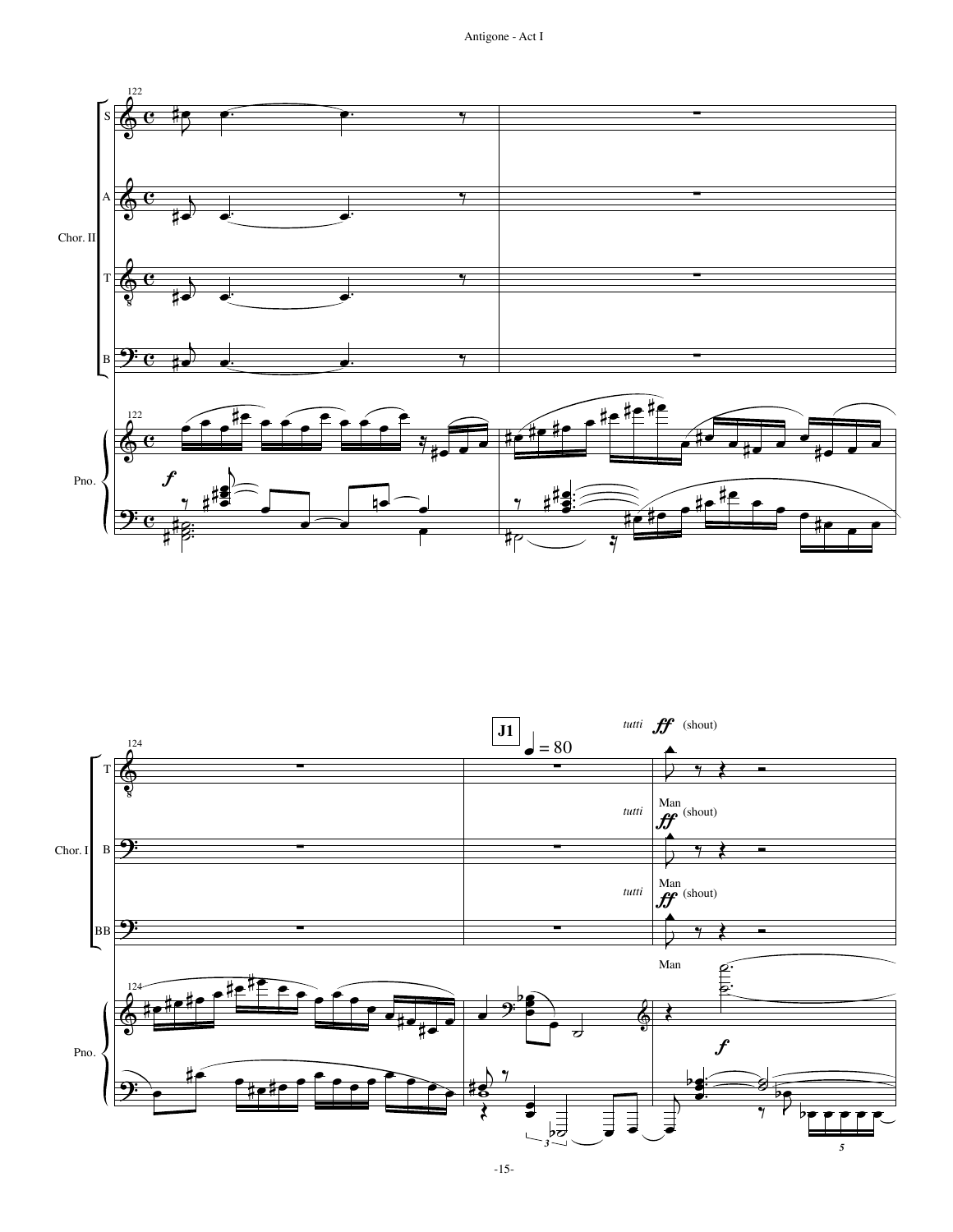122

Chor. II

S

A

T

B

Pno.

*f*

124

J1

♩ = 80

*tutti* ***ff*** (shout)

T

*tutti*

Man

***ff*** (shout)

Chor. I

B

*tutti*

Man

***ff*** (shout)

BB

Man

Pno.

*f*

3

5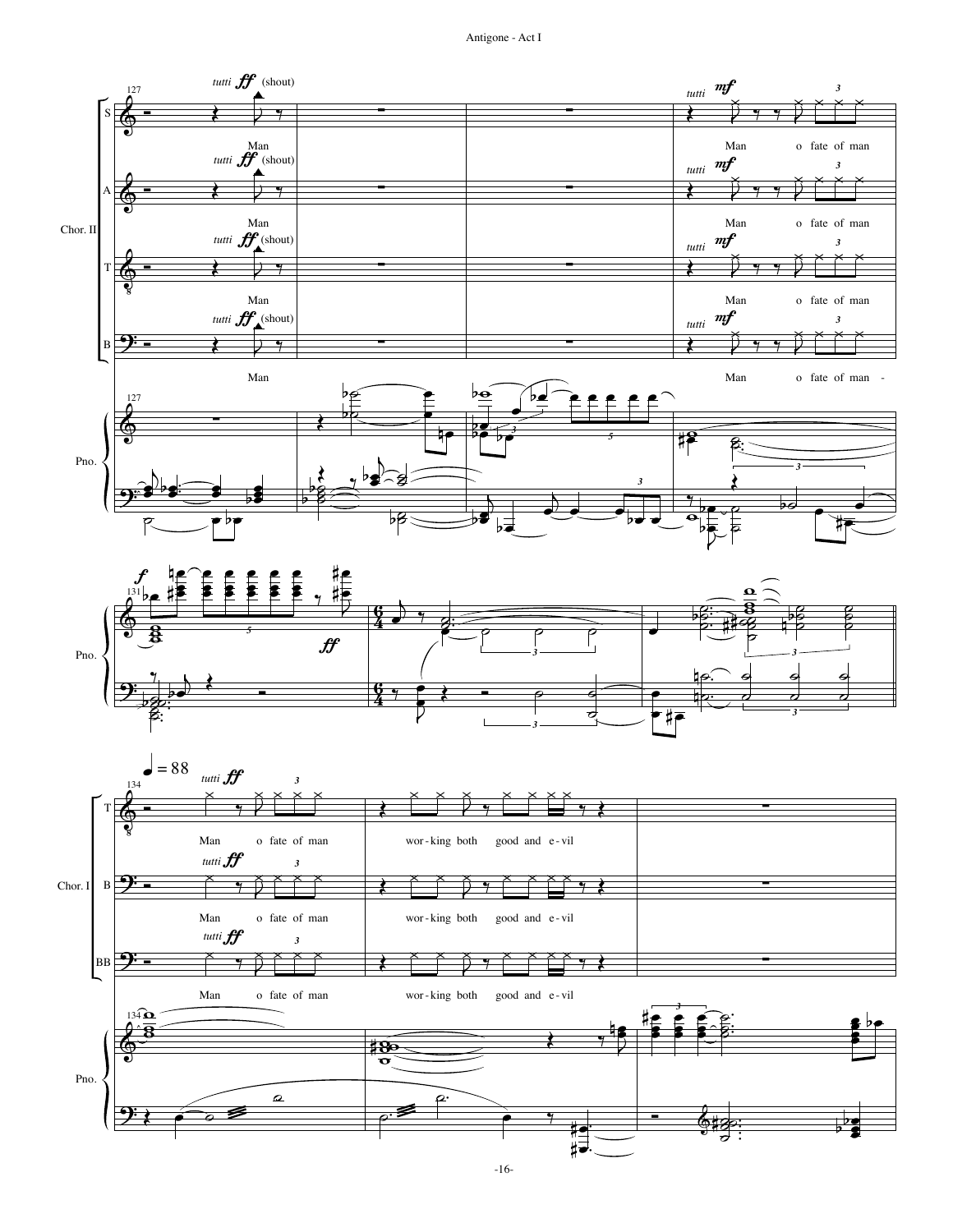Man

Man o fate of man

Man o fate of man working both good and evil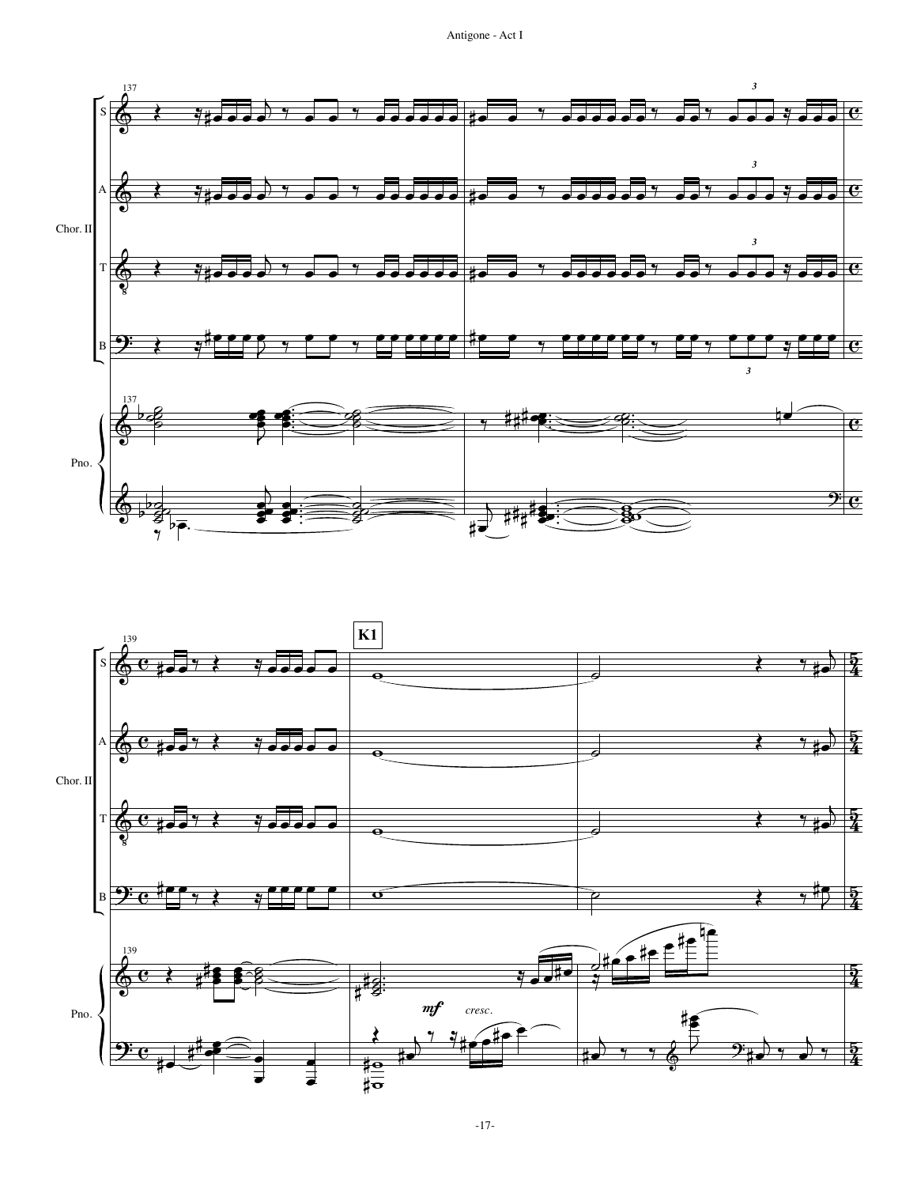Chor. II

S

A

T

B

Pno.

137

139

**K1**

*mf* *cresc.*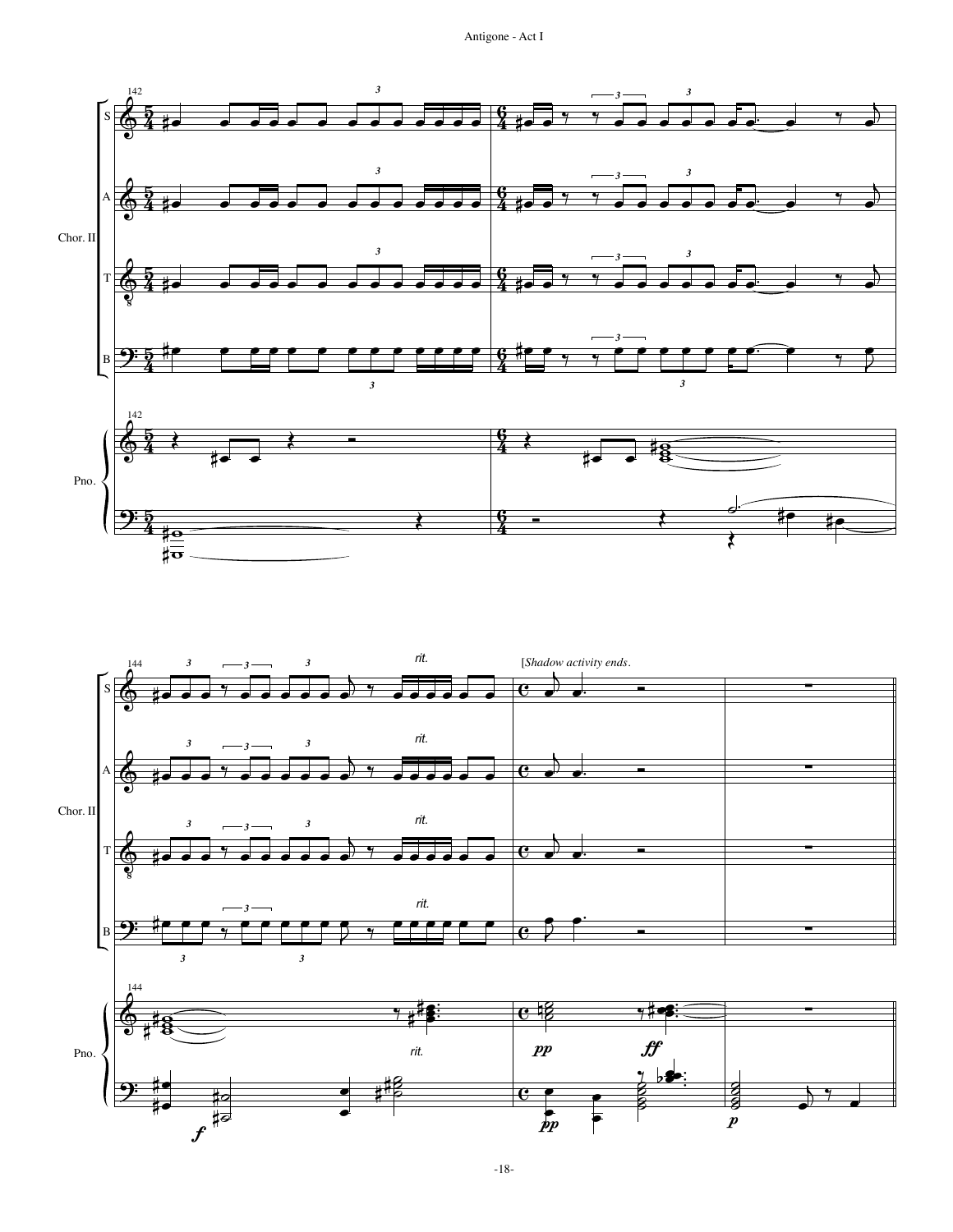[*Shadow activity ends*.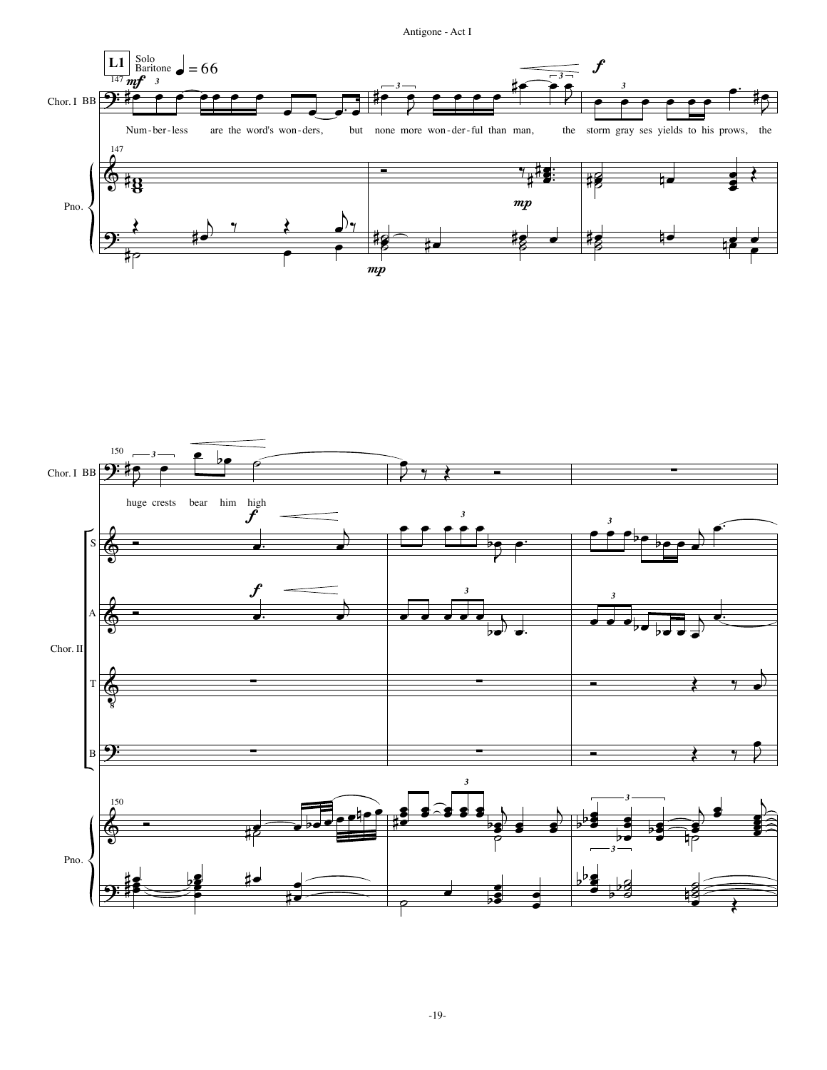**L1** Solo Baritone ♩ = 66

147

Chor. I BB

Num-ber-less are the word's won-ders, but none more won-der-ful than man, the storm gray ses yields to his prows, the

Pno.

150

Chor. I BB

huge crests bear him high

Chor. II

S

A

T

B

Pno.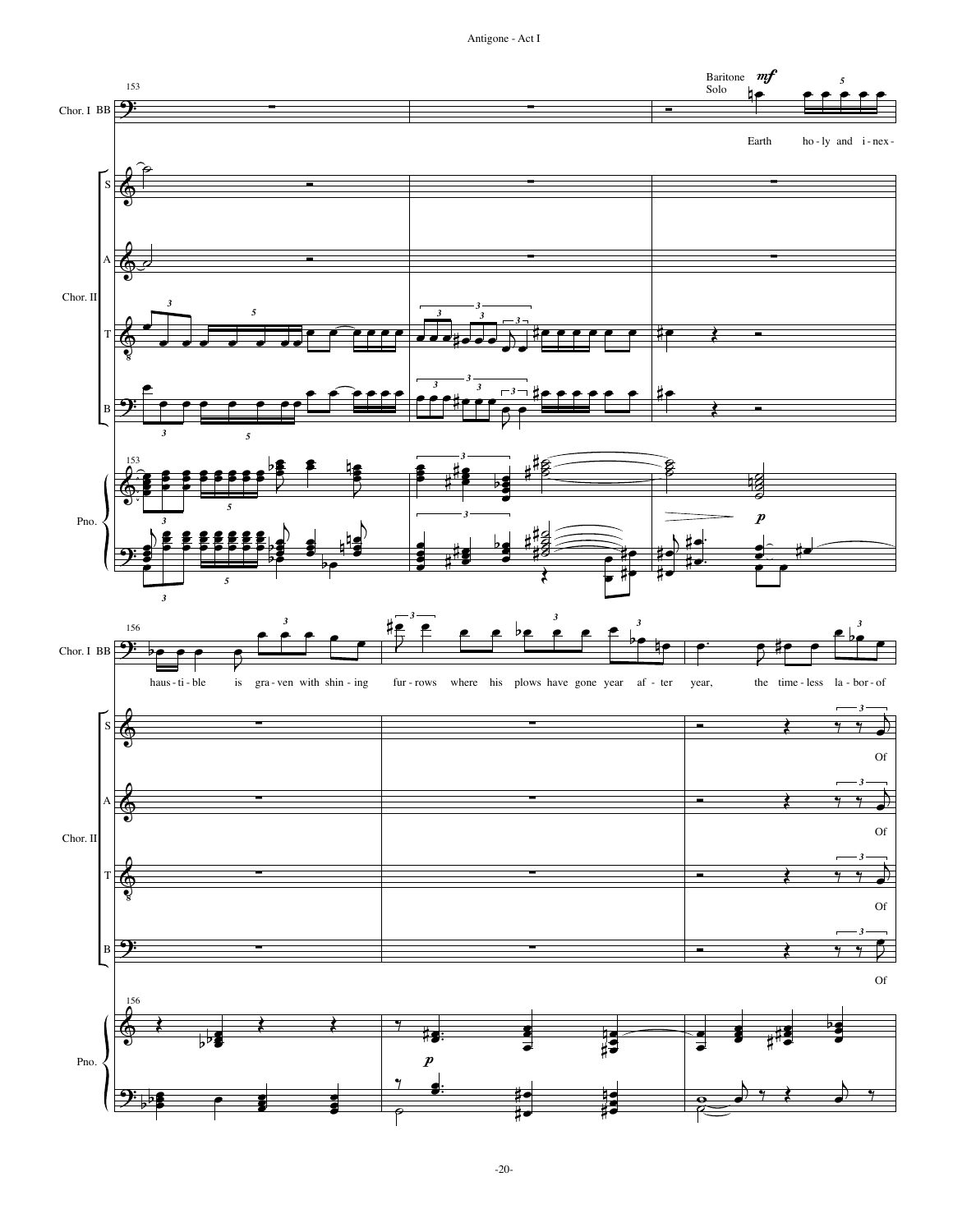Baritone Solo *mf*

Earth ho - ly and i - nex - haus - ti - ble is gra - ven with shin - ing fur - rows where his plows have gone year af - ter year, the time - less la - bor - of

Of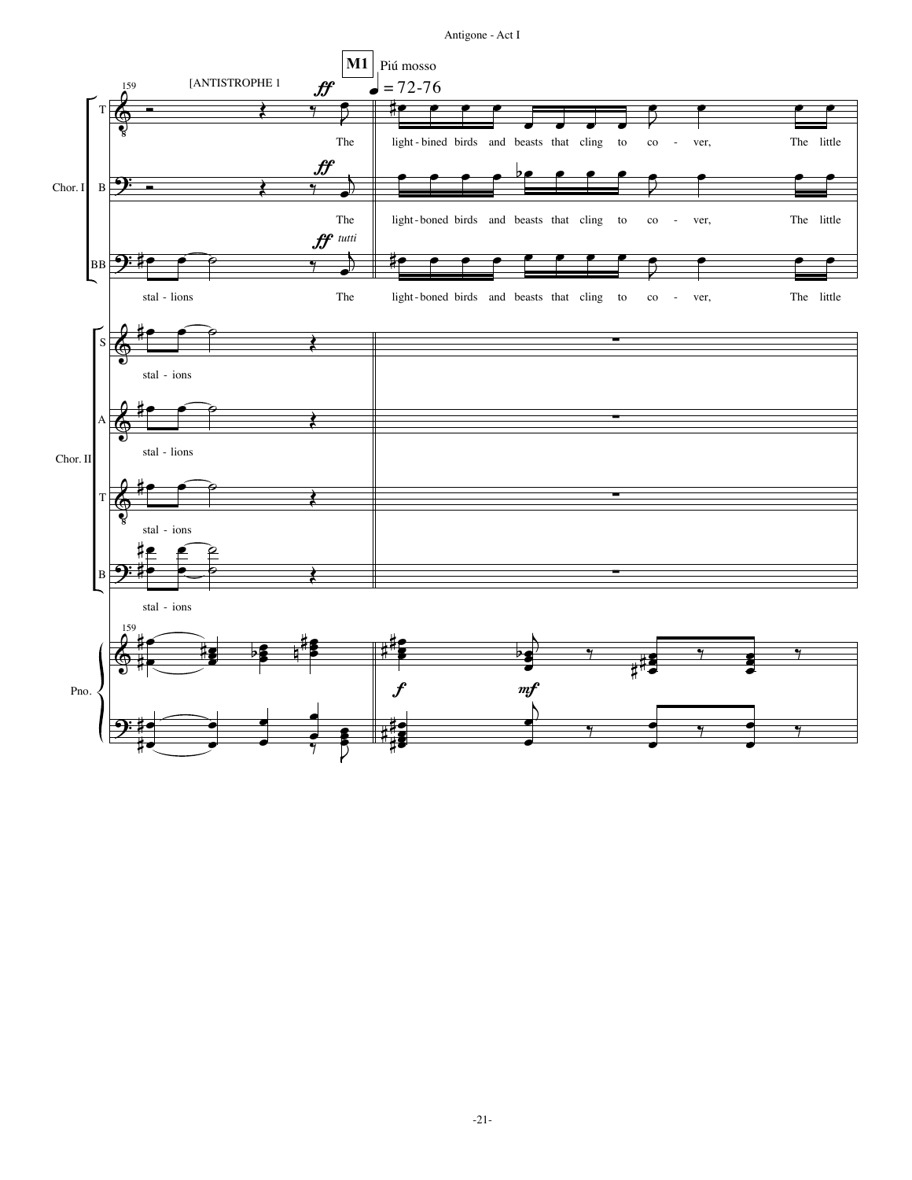[ANTISTROPHE 1

**M1** Piú mosso

♩ = 72-76

Chor. I

T: The light-bined birds and beasts that cling to co - ver, The little

B: The light-boned birds and beasts that cling to co - ver, The little

BB: stal - lions The light-boned birds and beasts that cling to co - ver, The little

Chor. II

S: stal - ions

A: stal - lions

T: stal - ions

B: stal - ions

Pno.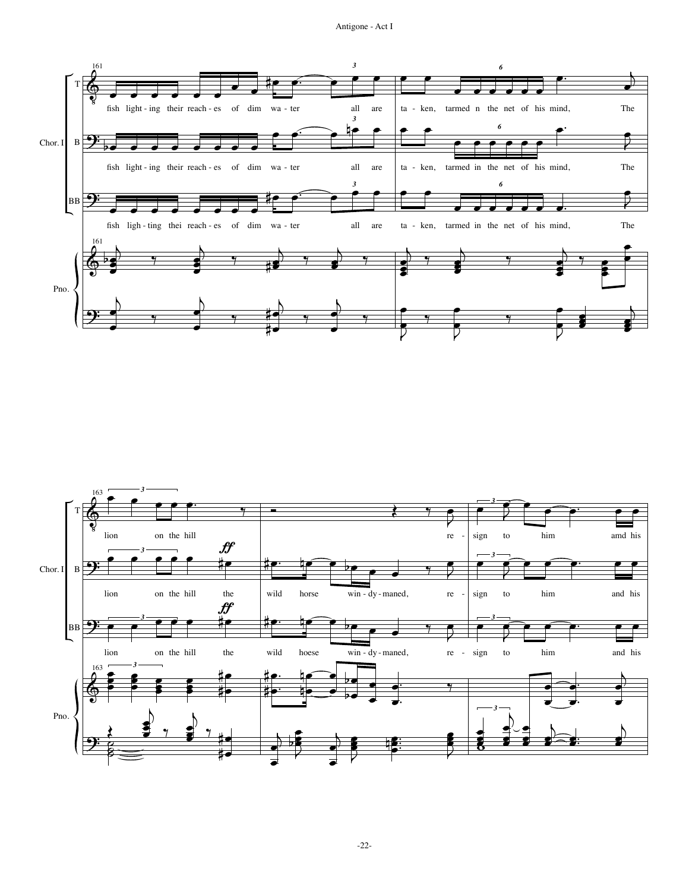161

T: fish light - ing their reach - es of dim wa - ter all are ta - ken, tarmed n the net of his mind, The

B: fish light - ing their reach - es of dim wa - ter all are ta - ken, tarmed in the net of his mind, The

BB: fish ligh - ting thei reach - es of dim wa - ter all are ta - ken, tarmed in the net of his mind, The

Chor. I

Pno.

163

T: lion on the hill re - sign to him amd his

B: lion on the hill the wild horse win - dy - maned, re - sign to him and his

BB: lion on the hill the wild hoese win - dy - maned, re - sign to him and his

*ff*

Chor. I

Pno.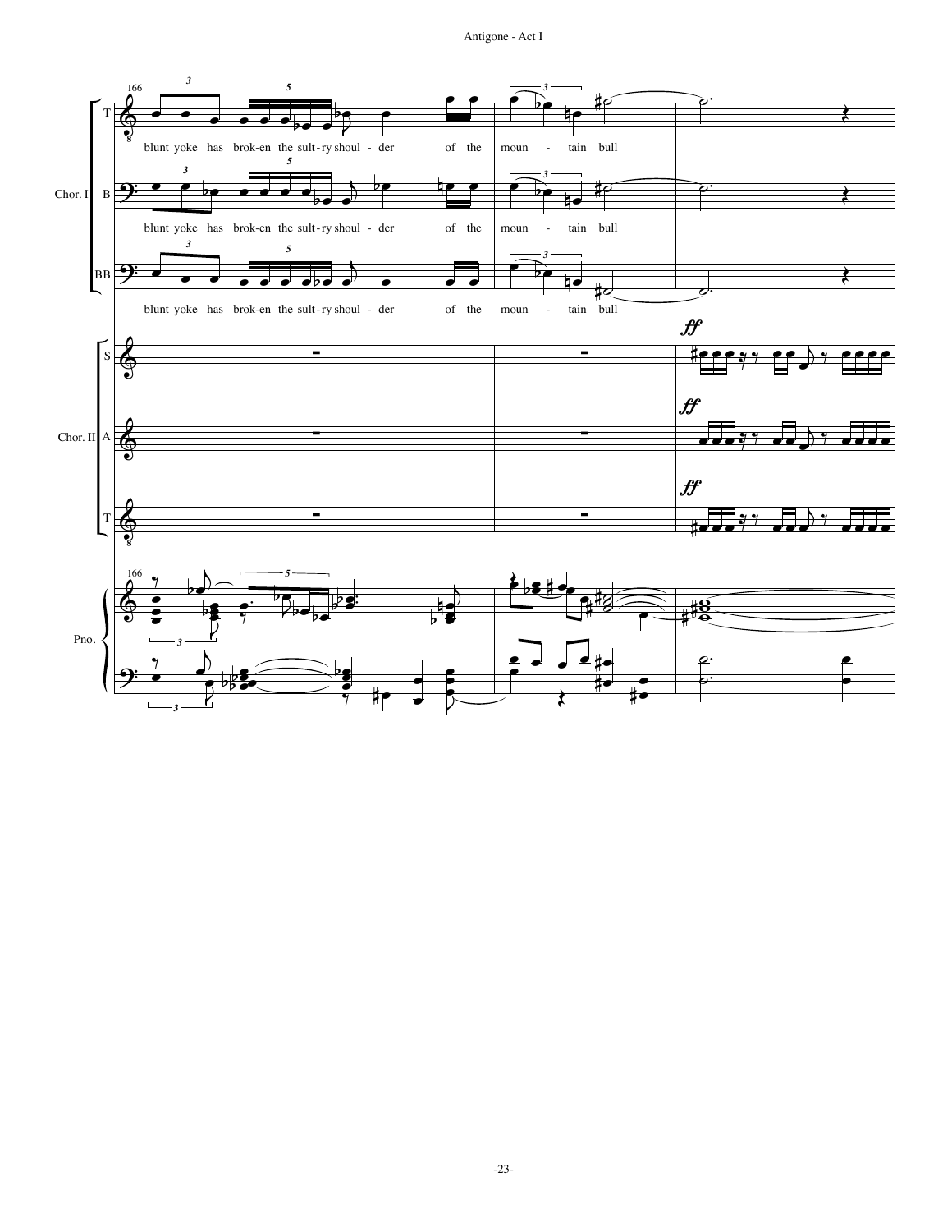Chor. I

T

blunt yoke has brok-en the sult-ry shoul - der of the moun - tain bull

B

blunt yoke has brok-en the sult-ry shoul - der of the moun - tain bull

BB

blunt yoke has brok-en the sult-ry shoul - der of the moun - tain bull

Chor. II

S

ff

A

ff

T

ff

Pno.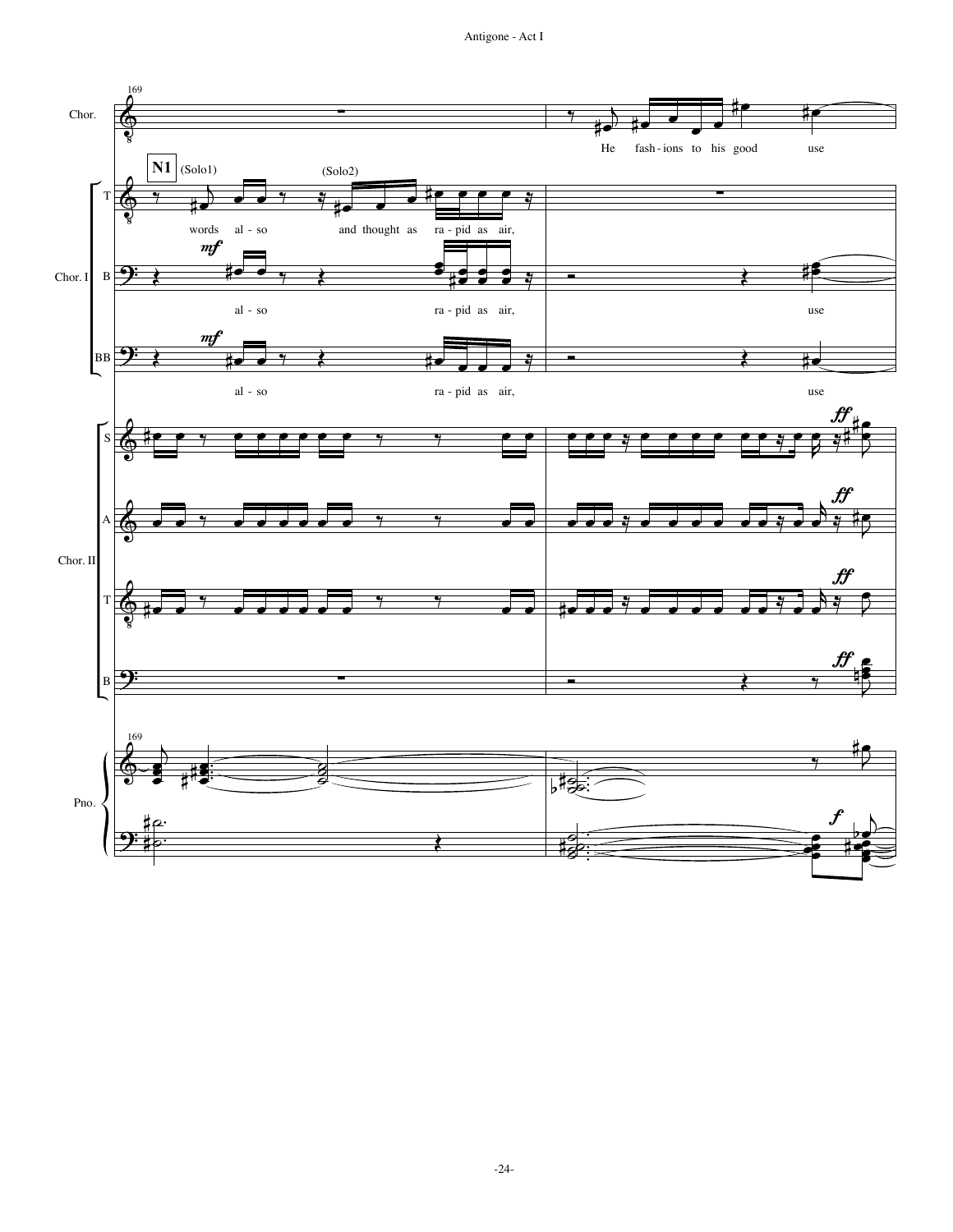169

Chor.

He fash - ions to his good use

**N1** (Solo1) (Solo2)

T

words al - so and thought as ra - pid as air,

*mf*

Chor. I B

al - so ra - pid as air, use

*mf*

BB

al - so ra - pid as air, use

S

*ff*

A

*ff*

Chor. II T

*ff*

B

*ff*

169

Pno.

*f*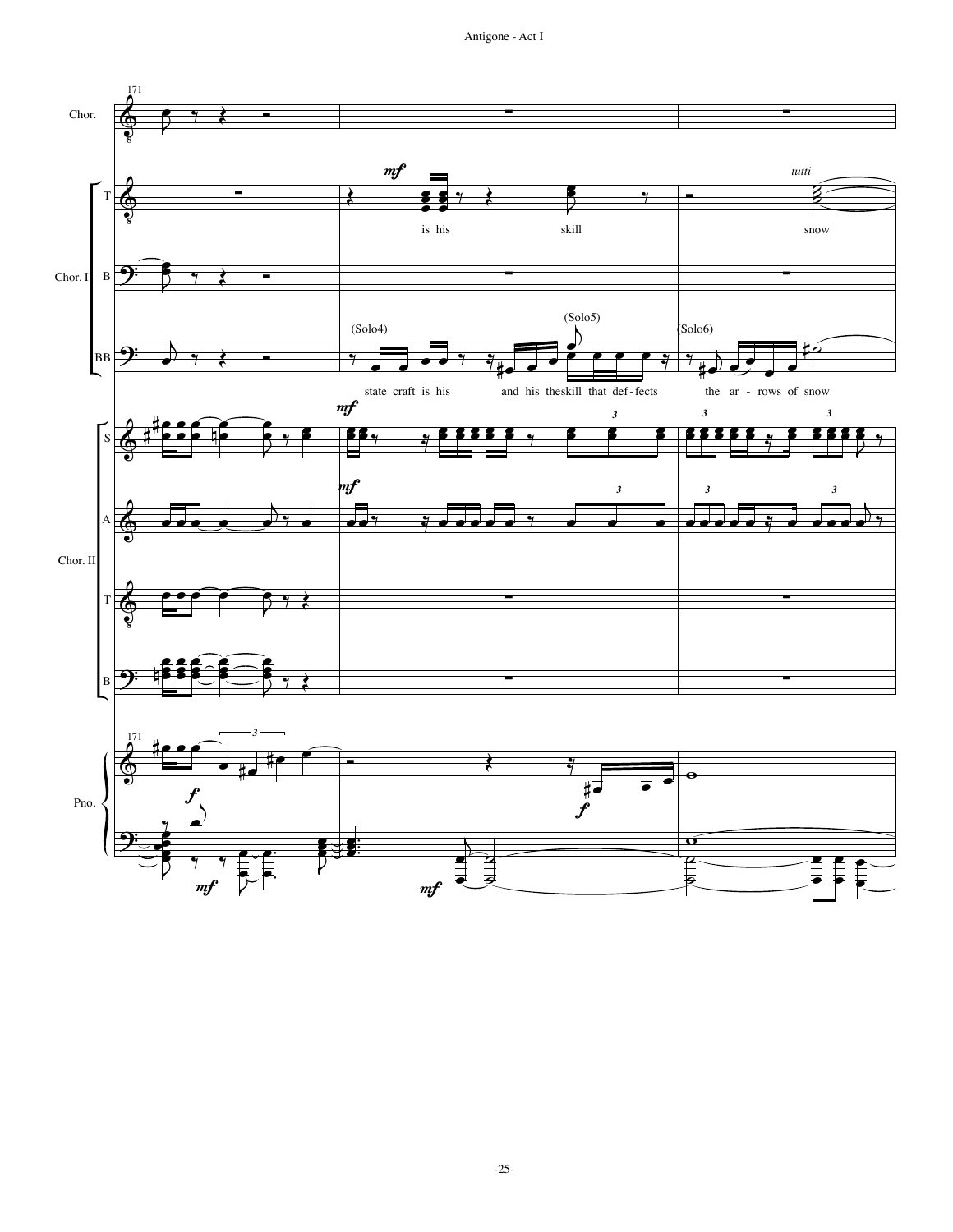171

Chor.

Chor. I T

*mf*

is his skill

*tutti*

snow

Chor. I B

BB

(Solo4)

(Solo5)

(Solo6)

state craft is his and his the skill that def-fects the ar-rows of snow

Chor. II S

*mf*

Chor. II A

*mf*

Chor. II T

Chor. II B

171

Pno.

*f*

*mf*

*mf*

*f*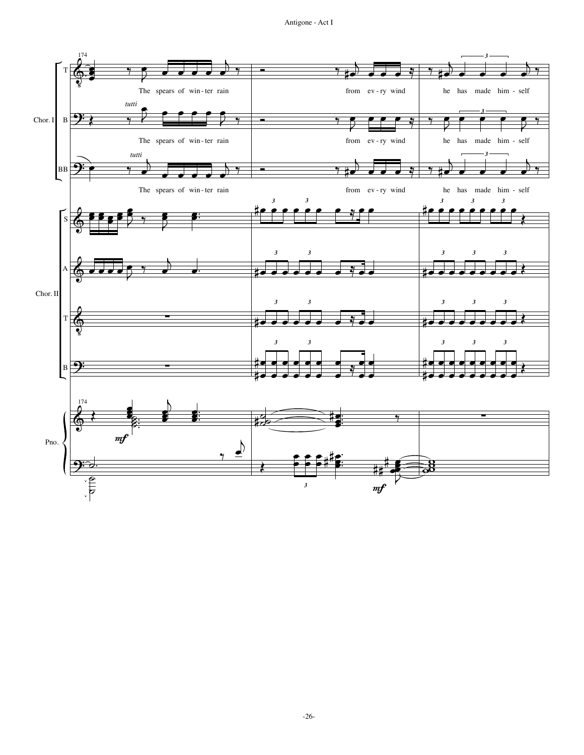174

Chor. I

T: The spears of win-ter rain — from ev-ry wind — he has made him-self

B (*tutti*): The spears of win-ter rain — from ev-ry wind — he has made him-self

BB (*tutti*): The spears of win-ter rain — from ev-ry wind — he has made him-self

Chor. II

S

A

T

B

Pno.

*mf*

*mf*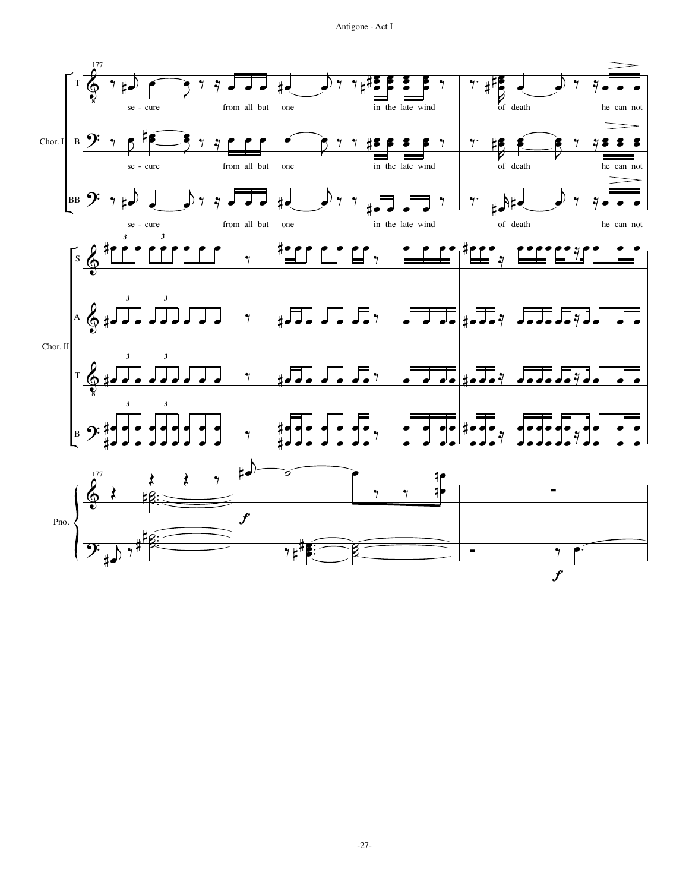se - cure from all but one in the late wind of death he can not

se - cure from all but one in the late wind of death he can not

se - cure from all but one in the late wind of death he can not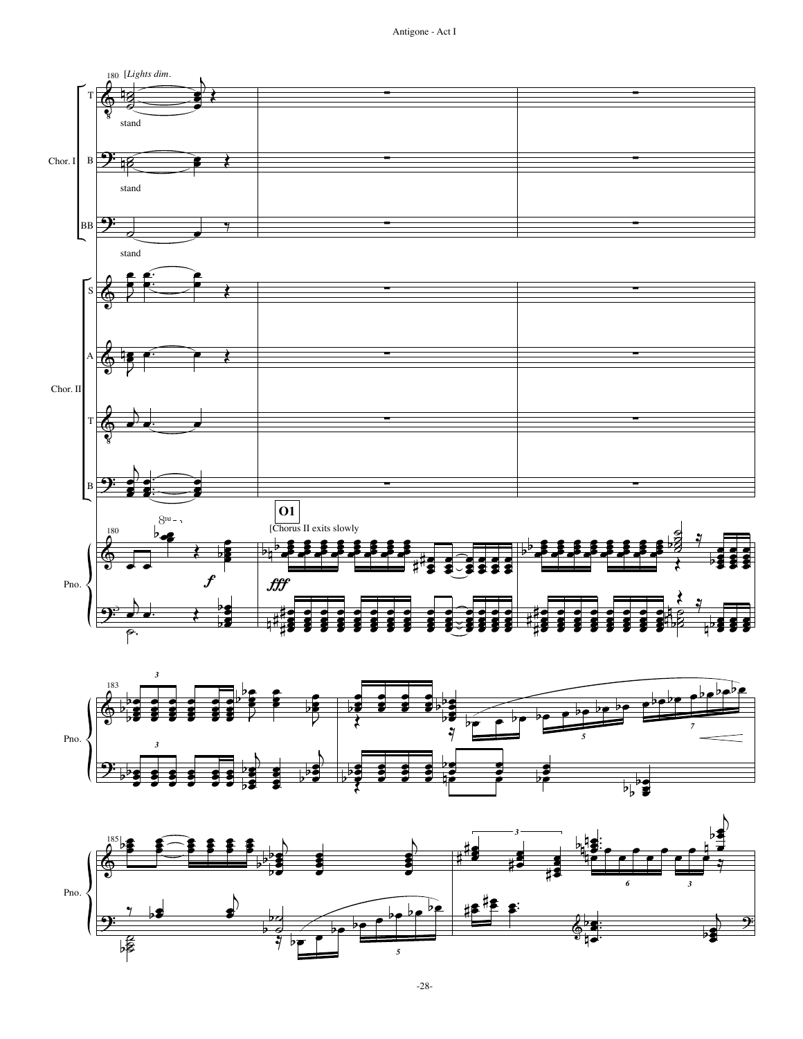[Lights dim.

stand

stand

stand

Chor. I

T

B

BB

S

A

T

B

Chor. II

Pno.

O1

[Chorus II exits slowly

fff

f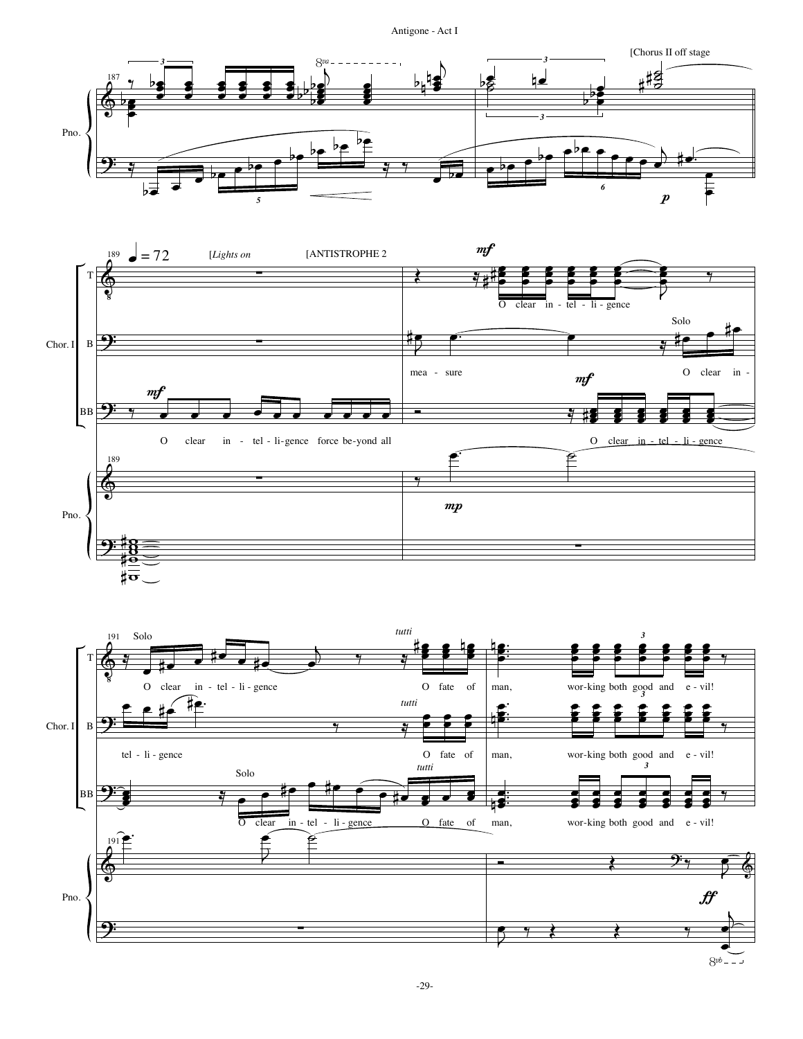[Chorus II off stage

♩ = 72 [*Lights on* [ANTISTROPHE 2

T: O clear in - tel - li - gence

B: mea - sure O clear in -

BB: O clear in - tel - li - gence force be - yond all O clear in - tel - li - gence

T: Solo O clear in - tel - li - gence *tutti* O fate of man, wor - king both good and e - vil!

B: tel - li - gence *tutti* O fate of man, wor - king both good and e - vil!

BB: Solo O clear in - tel - li - gence *tutti* O fate of man, wor - king both good and e - vil!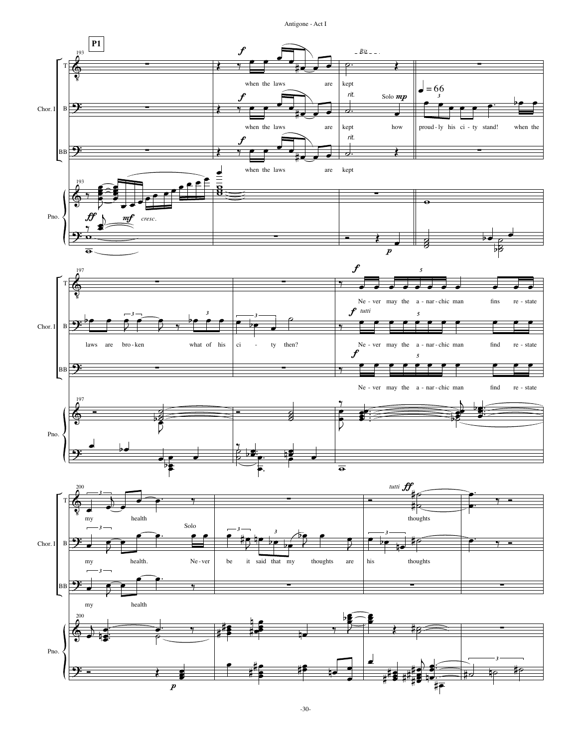**P1**

193

Chor. I

T: when the laws are kept

B: when the laws are kept how proud - ly his ci - ty stand! when the

BB: when the laws are kept

Pno.

Rit.

rit.

Solo *mp*

♩ = 66

*f* *ff* *mf* *cresc.* *p*

197

T: Ne - ver may the a - nar - chic man fins re - state

B: laws are bro - ken what of his ci - ty then? Ne - ver may the a - nar - chic man find re - state

BB: Ne - ver may the a - nar - chic man find re - state

*f* *tutti*

200

T: my health thoughts

B: my health. Ne - ver be it said that my thoughts are his thoughts

BB: my health

Solo

*tutti* *ff*

*p*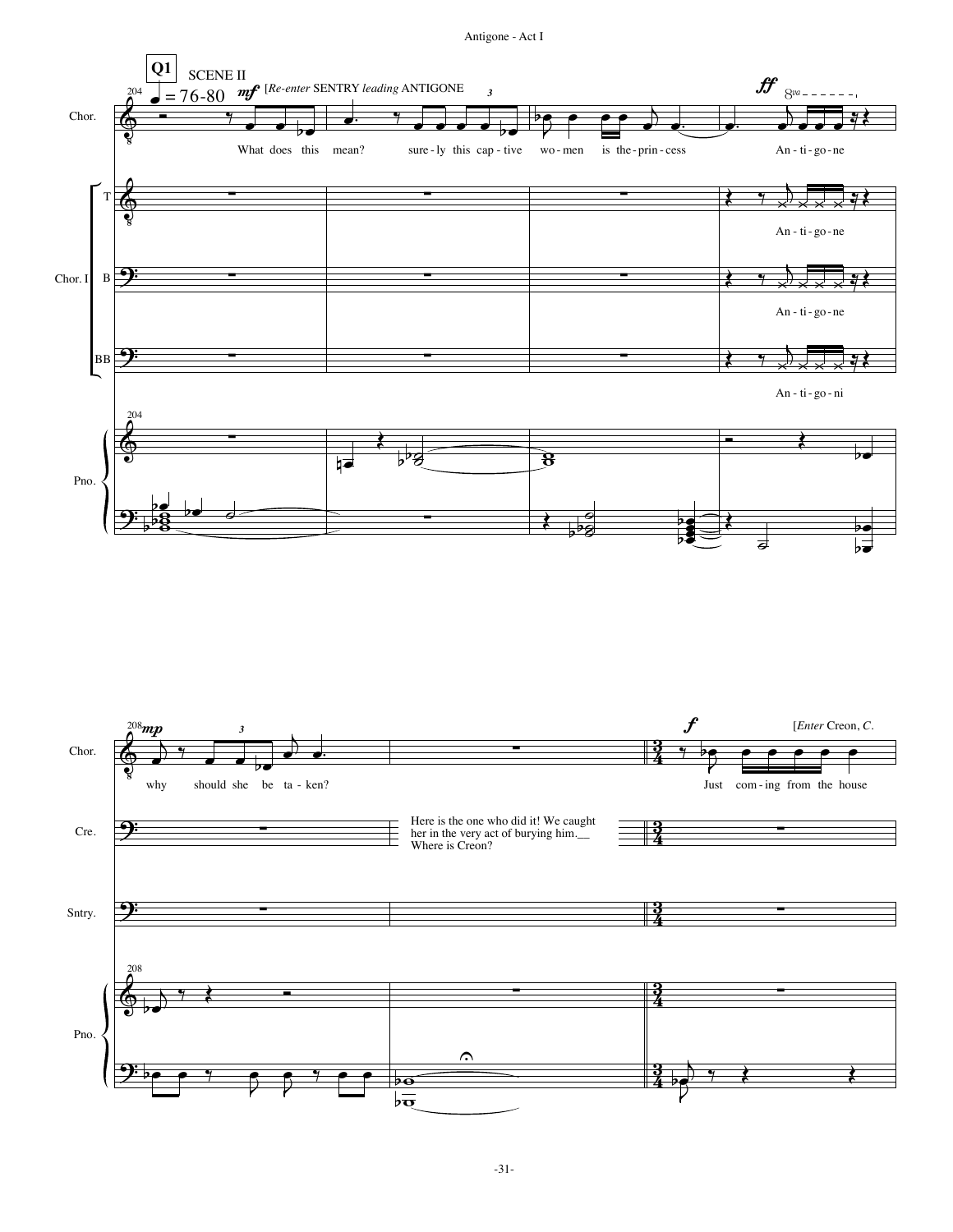Q1

SCENE II

♩ = 76-80

[*Re-enter* SENTRY *leading* ANTIGONE

What does this mean? sure - ly this cap - tive wo - men is the - prin - cess An - ti - go - ne

An - ti - go - ne

An - ti - go - ne

An - ti - go - ni

why should she be ta - ken?

Here is the one who did it! We caught her in the very act of burying him.__ Where is Creon?

[*Enter* Creon, *C.*

Just com - ing from the house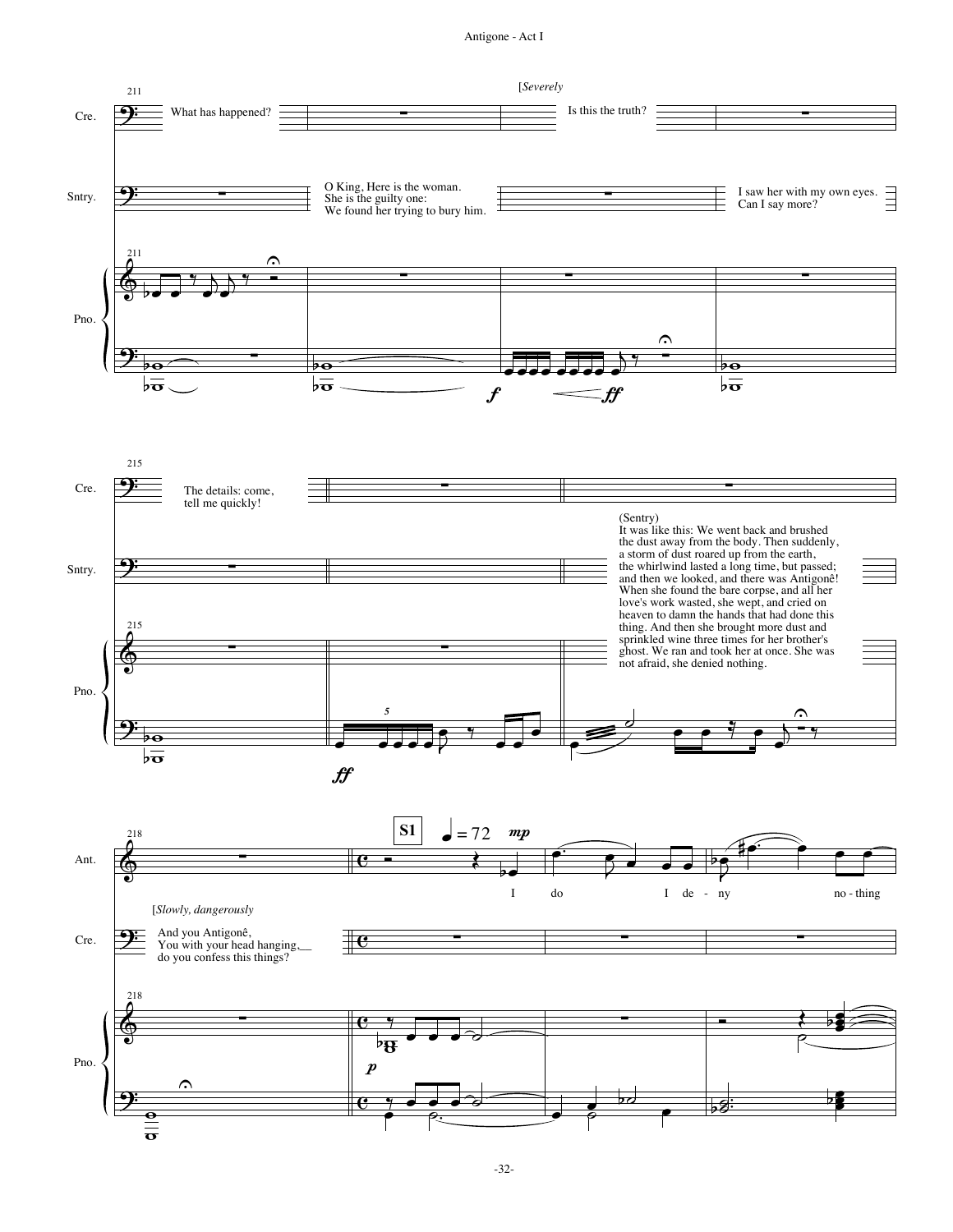Cre. What has happened?

Sntry. O King, Here is the woman. She is the guilty one: We found her trying to bury him.

[*Severely*

Cre. Is this the truth?

Sntry. I saw her with my own eyes. Can I say more?

Cre. The details: come, tell me quickly!

(Sentry)
It was like this: We went back and brushed the dust away from the body. Then suddenly, a storm of dust roared up from the earth, the whirlwind lasted a long time, but passed; and then we looked, and there was Antigonê! When she found the bare corpse, and all her love's work wasted, she wept, and cried on heaven to damn the hands that had done this thing. And then she brought more dust and sprinkled wine three times for her brother's ghost. We ran and took her at once. She was not afraid, she denied nothing.

[*Slowly, dangerously*

Cre. And you Antigonê, You with your head hanging,__ do you confess this things?

S1

Ant. I do I de - ny no - thing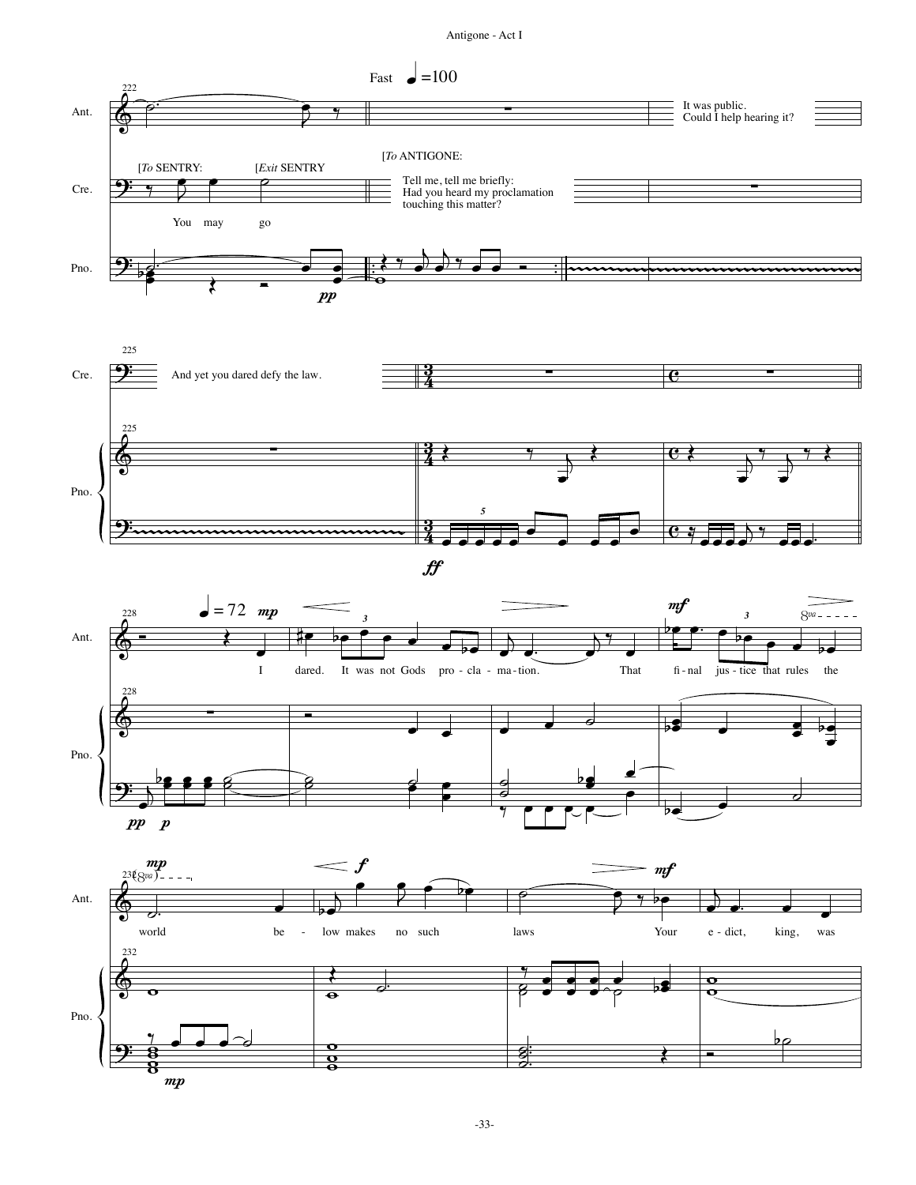Fast ♩=100

Ant.: It was public. Could I help hearing it?

Cre.: [*To* SENTRY: [*Exit* SENTRY

You may go

[*To* ANTIGONE:

Tell me, tell me briefly: Had you heard my proclamation touching this matter?

And yet you dared defy the law.

♩= 72

I dared. It was not Gods pro - cla - ma - tion. That fi - nal jus - tice that rules the world be - low makes no such laws Your e - dict, king, was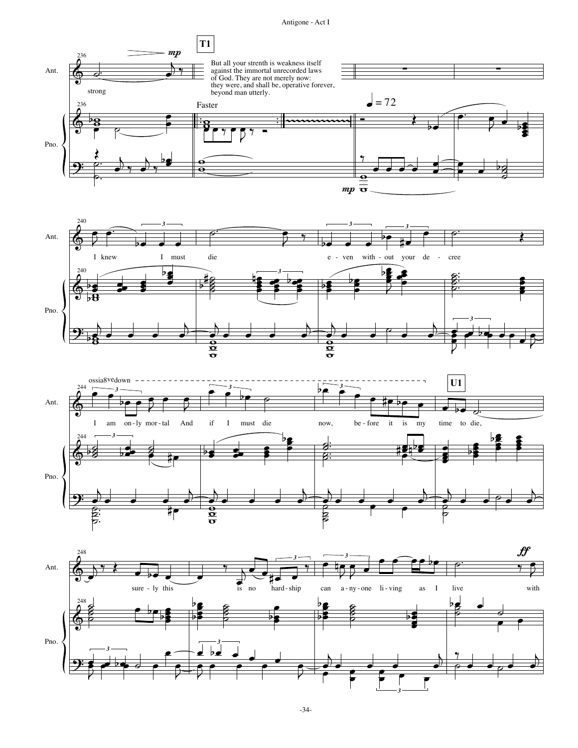**T1**

But all your strenth is weakness itself against the immortal unrecorded laws of God. They are not merely now: they were, and shall be, operative forever, beyond man utterly.

Faster

♩ = 72

strong

I knew I must die e-ven with-out your de-cree

ossia8vedown

I am on-ly mor-tal And if I must die now, be-fore it is my time to die,

**U1**

sure-ly this is no hard-ship can a-ny-one li-ving as I live with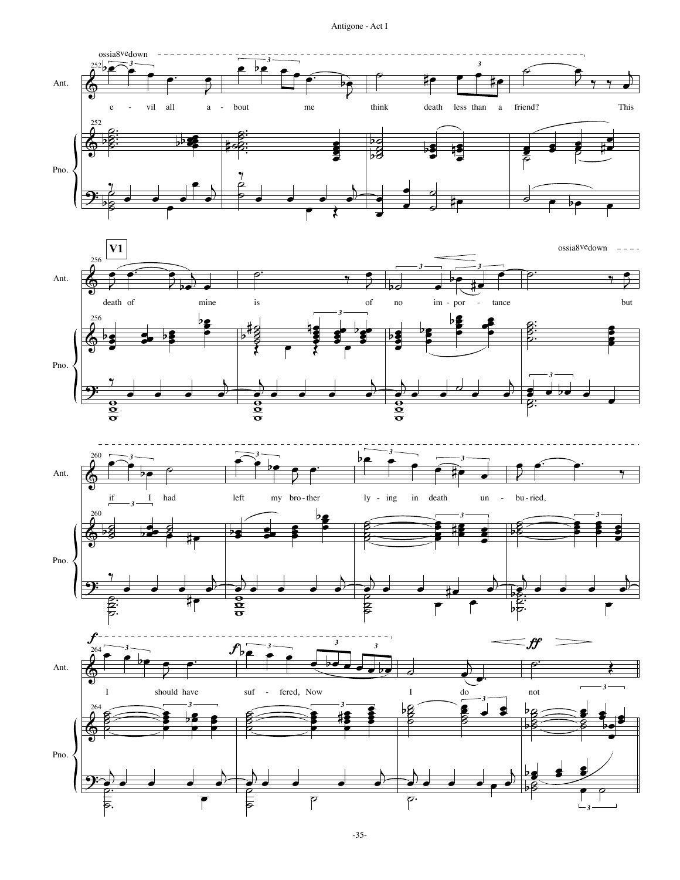ossia 8ve down

Ant.

e - vil all a - bout me think death less than a friend? This

Pno.

**V1**

ossia 8ve down

Ant.

death of mine is of no im - por - tance but

Pno.

Ant.

if I had left my bro - ther ly - ing in death un - bu - ried,

Pno.

*f* *f* *ff*

Ant.

I should have suf - fered, Now I do not

Pno.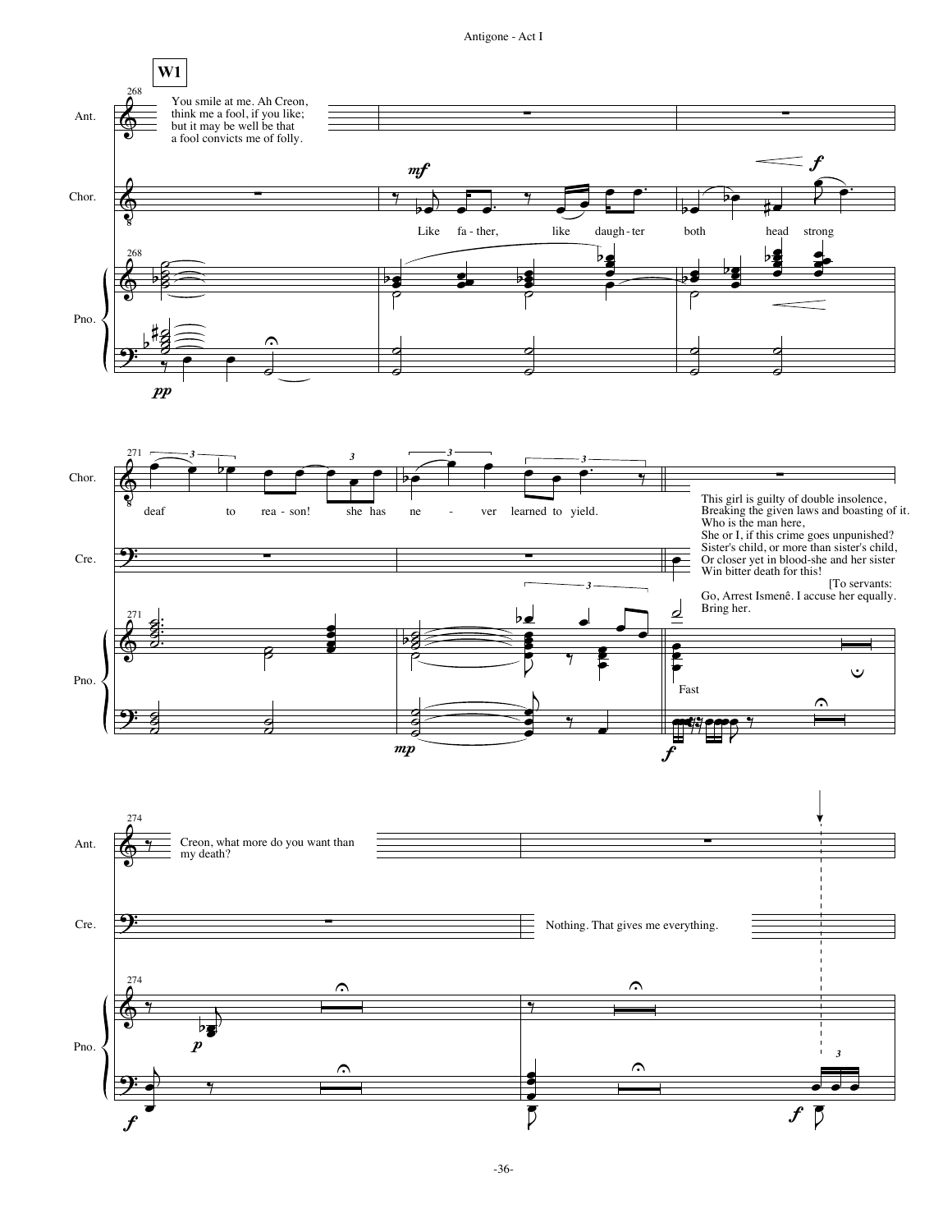**W1**

Ant.: You smile at me. Ah Creon, think me a fool, if you like; but it may be well be that a fool convicts me of folly.

Chor.: Like fa - ther, like daugh - ter both head strong deaf to rea - son! she has ne - ver learned to yield.

Cre.: This girl is guilty of double insolence, Breaking the given laws and boasting of it. Who is the man here, She or I, if this crime goes unpunished? Sister's child, or more than sister's child, Or closer yet in blood-she and her sister Win bitter death for this!

[To servants: Go, Arrest Ismenê. I accuse her equally. Bring her.

Fast

Ant.: Creon, what more do you want than my death?

Cre.: Nothing. That gives me everything.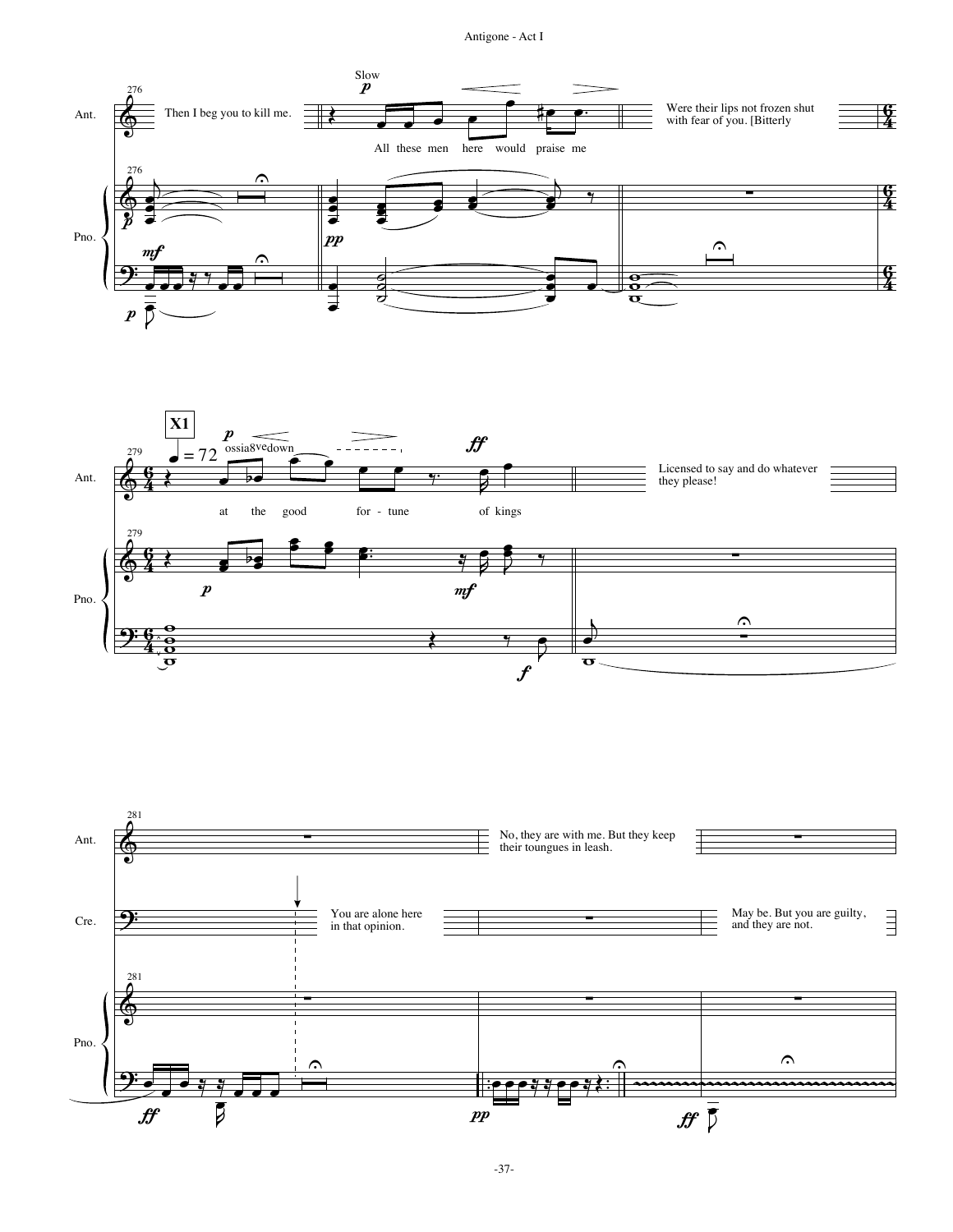Ant.

Then I beg you to kill me.

Slow

*p*

All these men here would praise me

Were their lips not frozen shut with fear of you. [Bitterly

Pno.

*p* *mf* *p* *pp*

X1

♩ = 72

*p*

ossia 8ve down

*ff*

at the good for - tune of kings

Licensed to say and do whatever they please!

*p* *mf* *f*

Ant.

No, they are with me. But they keep their toungues in leash.

Cre.

You are alone here in that opinion.

May be. But you are guilty, and they are not.

Pno.

*ff* *pp* *ff*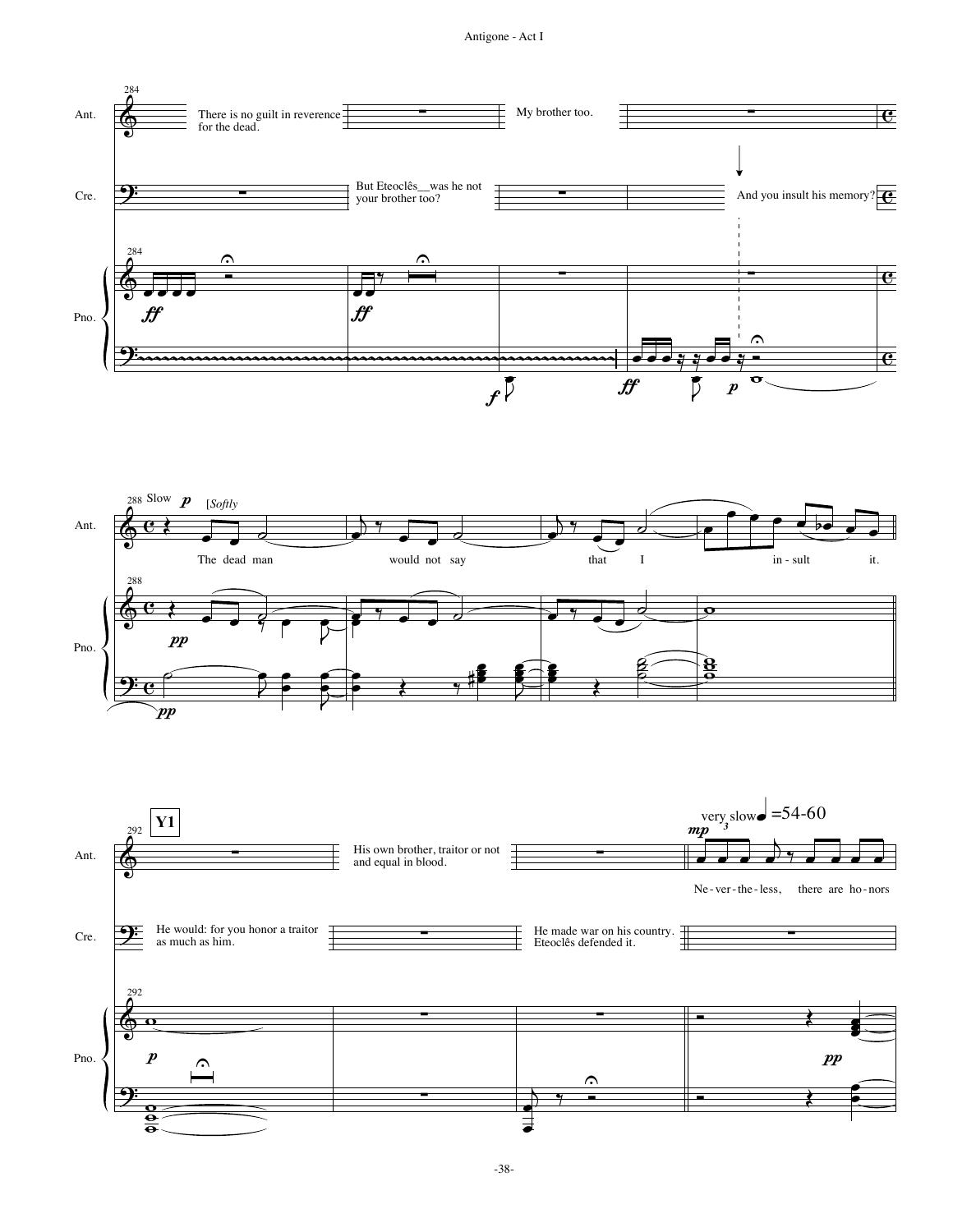Ant. — There is no guilt in reverence for the dead.

Cre. — But Eteoclês__was he not your brother too?

Ant. — My brother too.

Cre. — And you insult his memory?

288 Slow *p* [*Softly*

Ant. — The dead man would not say that I in - sult it.

**Y1**

Cre. — He would: for you honor a traitor as much as him.

Ant. — His own brother, traitor or not and equal in blood.

Cre. — He made war on his country. Eteoclês defended it.

very slow ♩ =54-60

*mp*

Ant. — Ne - ver - the - less, there are ho - nors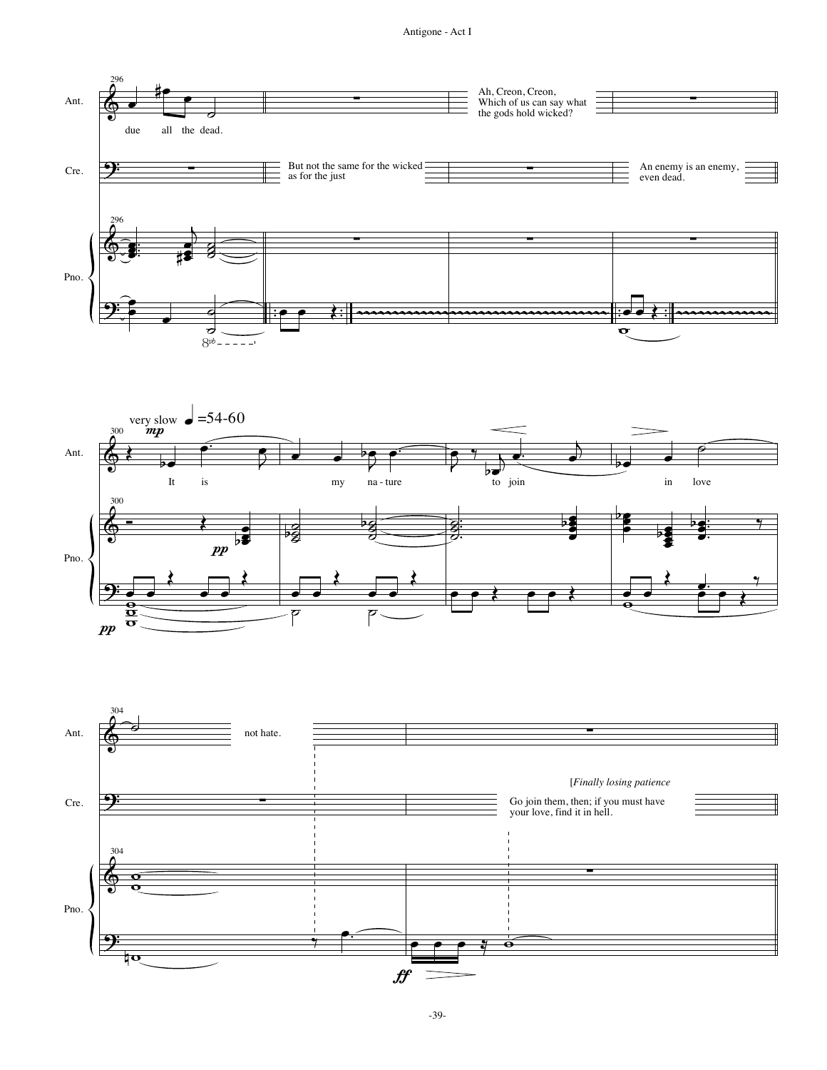Ant.

due all the dead.

Ah, Creon, Creon,
Which of us can say what
the gods hold wicked?

Cre.

But not the same for the wicked
as for the just

An enemy is an enemy,
even dead.

Pno.

very slow ♩=54-60

*mp*

It is my na - ture to join in love

*pp*

*pp*

not hate.

[*Finally losing patience*

Go join them, then; if you must have
your love, find it in hell.

*ff*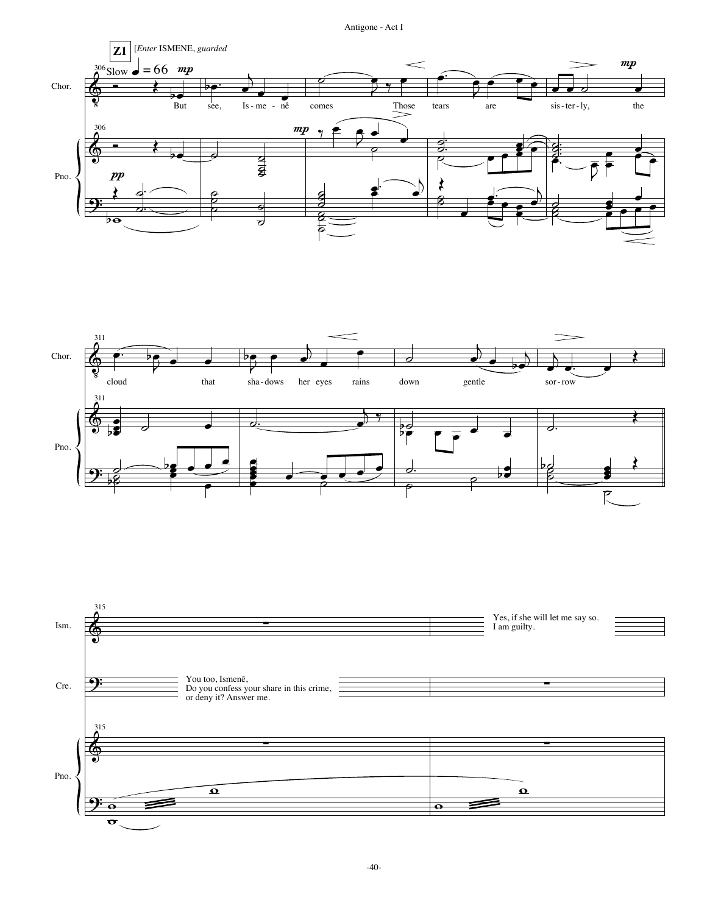**Z1** [*Enter* ISMENE, *guarded*

Slow ♩ = 66

Chor.: But see, Is-me-nê comes Those tears are sis-ter-ly, the cloud that sha-dows her eyes rains down gentle sor-row

Cre.: You too, Ismenê,
Do you confess your share in this crime,
or deny it? Answer me.

Ism.: Yes, if she will let me say so.
I am guilty.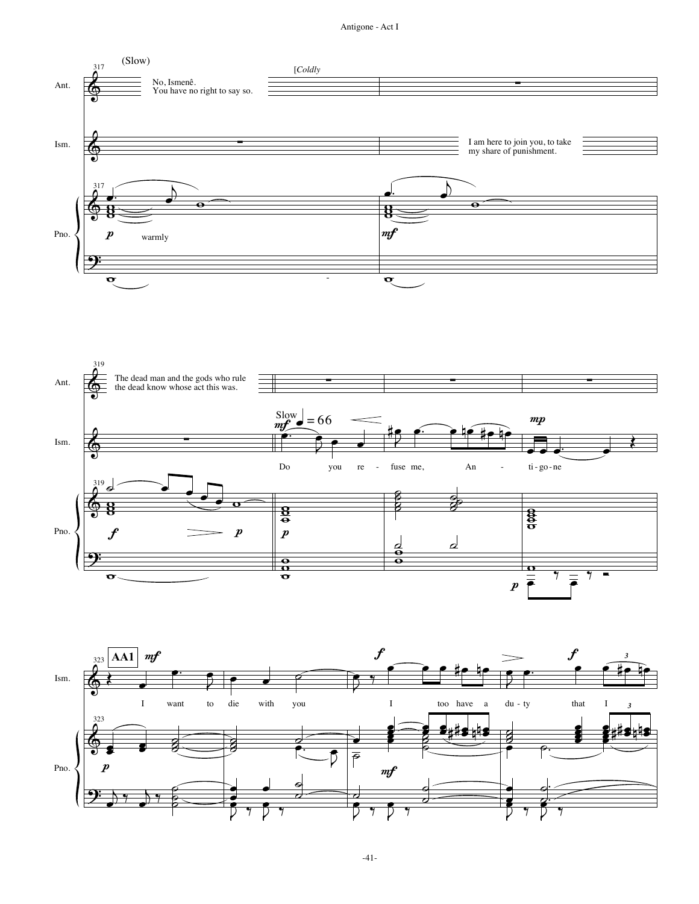(Slow)

[*Coldly*

Ant.: No, Ismenê. You have no right to say so.

Ism.: I am here to join you, to take my share of punishment.

Pno.: *p* warmly — *mf*

Ant.: The dead man and the gods who rule the dead know whose act this was.

Slow ♩ = 66

Ism.: Do you re - fuse me, An - ti - go - ne

**AA1**

Ism.: I want to die with you I too have a du - ty that I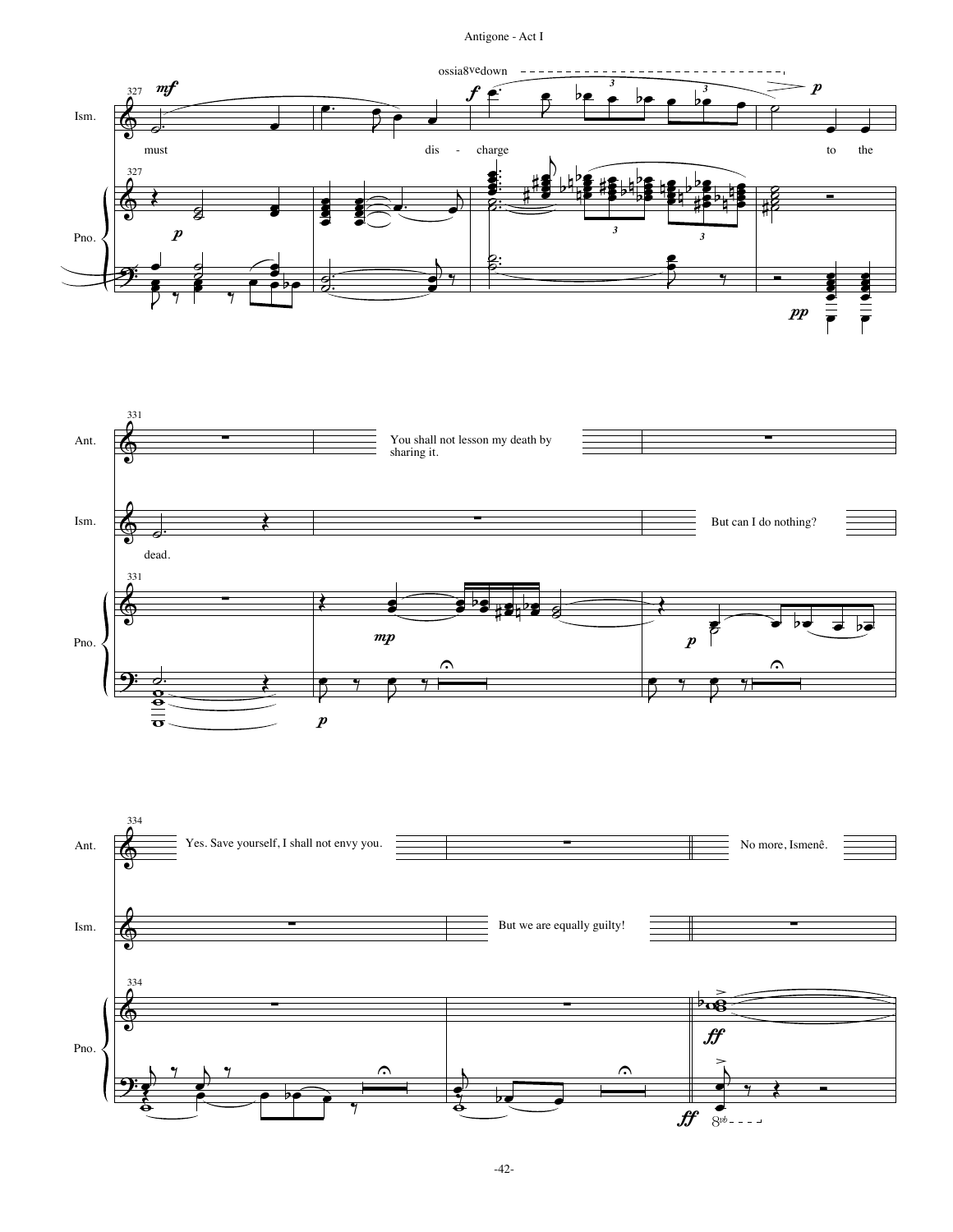must dis - charge to the

dead.

Ant.: You shall not lesson my death by sharing it.

Ism.: But can I do nothing?

Ant.: Yes. Save yourself, I shall not envy you.

Ism.: But we are equally guilty!

Ant.: No more, Ismenê.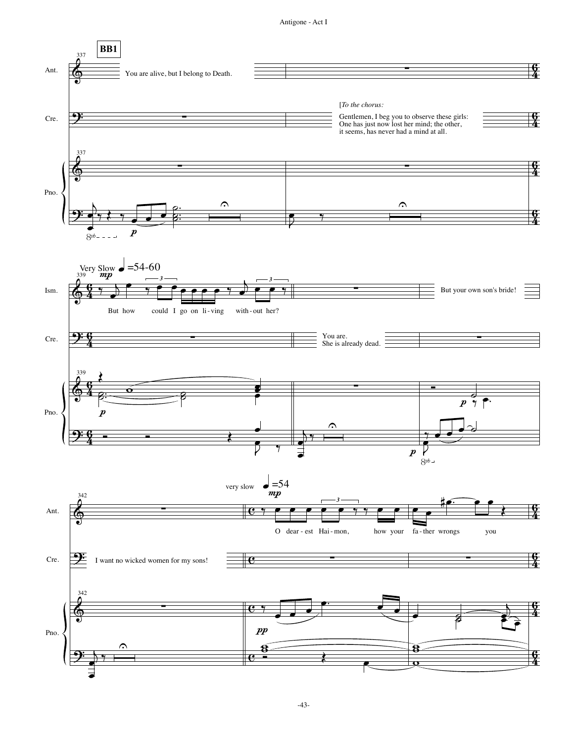BB1

Ant. You are alive, but I belong to Death.

Cre. [*To the chorus:*

Gentlemen, I beg you to observe these girls:
One has just now lost her mind; the other,
it seems, has never had a mind at all.

Very Slow ♩=54-60

Ism. But how could I go on li-ving with-out her?

Cre. You are.
She is already dead.

Ism. But your own son's bride!

Cre. I want no wicked women for my sons!

very slow ♩=54

Ant. O dear-est Hai-mon, how your fa-ther wrongs you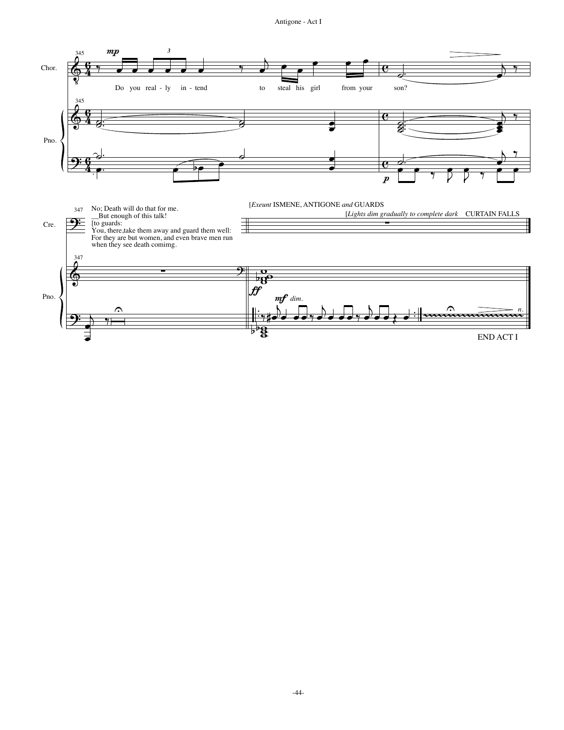Chor.

Do you real - ly in - tend to steal his girl from your son?

Pno.

Cre.

No; Death will do that for me.
__But enough of this talk!
[to guards:
You, there,take them away and guard them well:
For they are but women, and even brave men run
when they see death comimg.

[*Exeunt* ISMENE, ANTIGONE *and* GUARDS

[*Lights dim gradually to complete dark* CURTAIN FALLS

END ACT I